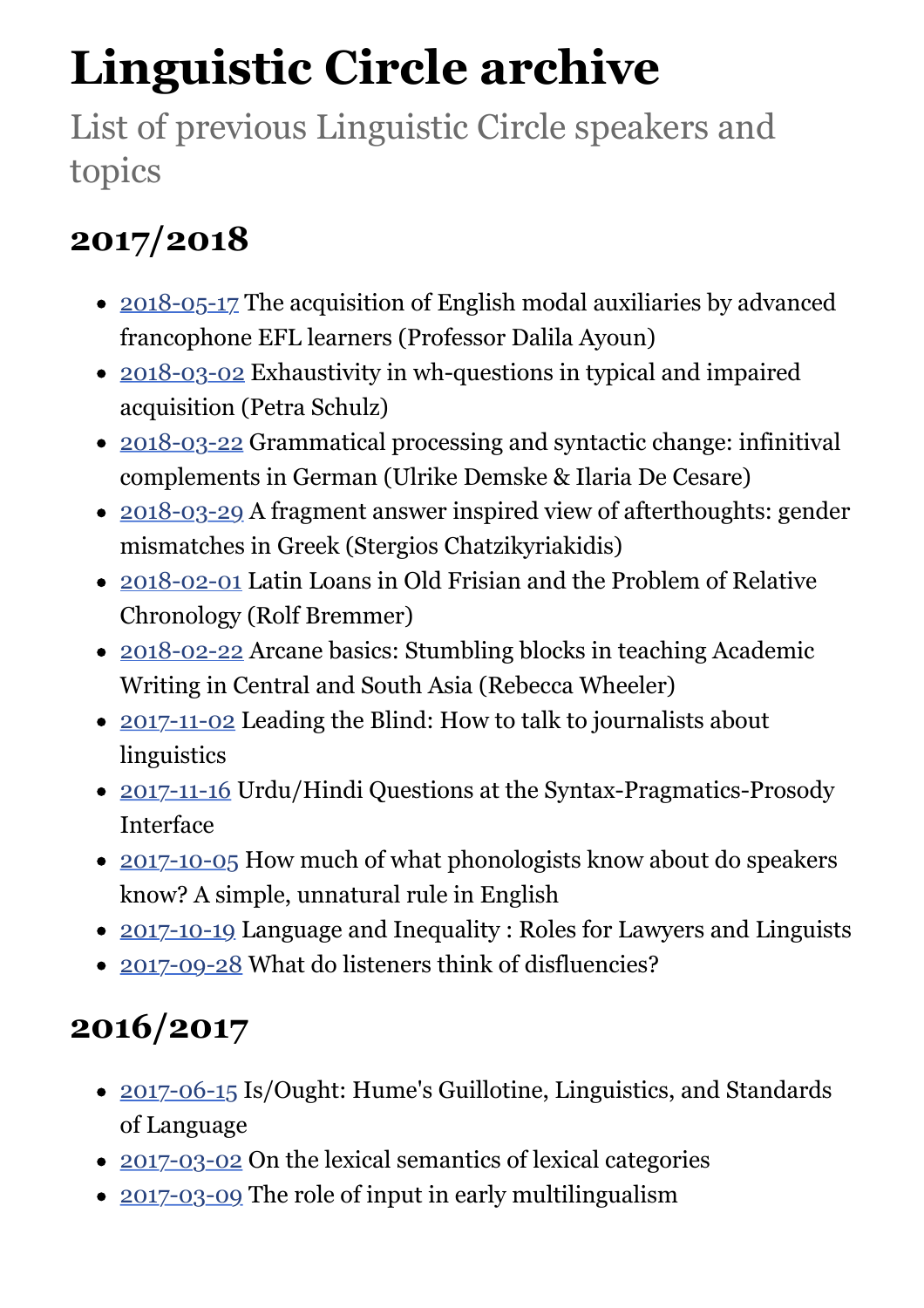# Linguistic Circle archive

List of previous Linguistic Circle speakers and topics

## 2017/2018

- 2018-05-17 The acquisition of English modal auxiliaries by advanced francophone EFL learners (Professor Dalila Ayoun)
- 2018-03-02 Exhaustivity in wh-questions in typical and impaired acquisition (Petra Schulz)
- 2018-03-22 Grammatical processing and syntactic change: infinitival complements in German (Ulrike Demske & Ilaria De Cesare)
- 2018-03-29 A fragment answer inspired view of afterthoughts: gender mismatches in Greek (Stergios Chatzikyriakidis)
- 2018-02-01 Latin Loans in Old Frisian and the Problem of Relative Chronology (Rolf Bremmer)
- 2018-02-22 Arcane basics: Stumbling blocks in teaching Academic Writing in Central and South Asia (Rebecca Wheeler)
- 2017-11-02 Leading the Blind: How to talk to journalists about linguistics
- 2017-11-16 Urdu/Hindi Questions at the Syntax-Pragmatics-Prosody Interface
- 2017-10-05 How much of what phonologists know about do speakers know? A simple, unnatural rule in English
- 2017-10-19 Language and Inequality : Roles for Lawyers and Linguists
- 2017-09-28 What do listeners think of disfluencies?

## 2016/2017

- 2017-06-15 Is/Ought: Hume's Guillotine, Linguistics, and Standards of Language
- 2017-03-02 On the lexical semantics of lexical categories
- 2017-03-09 The role of input in early multilingualism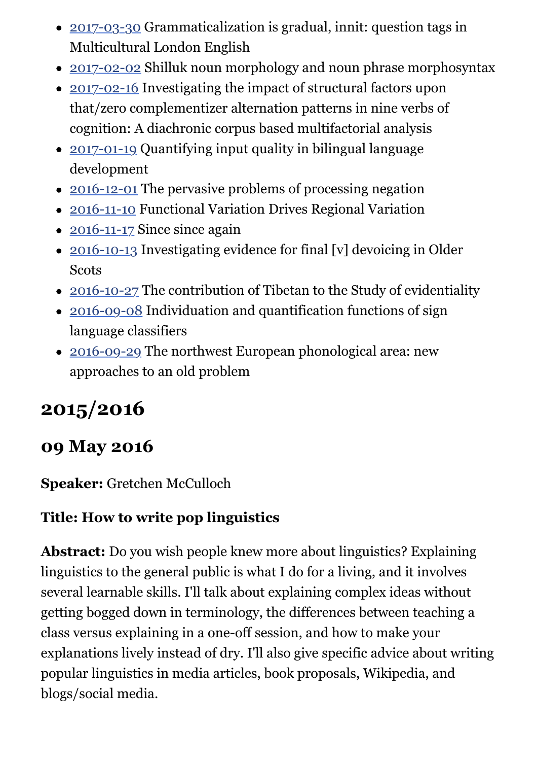- [2017-03-30](#) Grammaticalization is gradual, innit: question tags in Multicultural London English
- [2017-02-02](#) Shilluk noun morphology and noun phrase morphosyntax
- [2017-02-16](#) Investigating the impact of structural factors upon that/zero complementizer alternation patterns in nine verbs of cognition: A diachronic corpus based multifactorial analysis
- [2017-01-19](#) Quantifying input quality in bilingual language development
- [2016-12-01](#) The pervasive problems of processing negation
- [2016-11-10](#) Functional Variation Drives Regional Variation
- [2016-11-17](#) Since since again
- [2016-10-13](#) Investigating evidence for final [v] devoicing in Older Scots
- [2016-10-27](#) The contribution of Tibetan to the Study of evidentiality
- [2016-09-08](#) Individuation and quantification functions of sign language classifiers
- [2016-09-29](#) The northwest European phonological area: new approaches to an old problem

## 2015/2016

### 09 May 2016

**Speaker:** Gretchen McCulloch

**Title: How to write pop linguistics**

**Abstract:** Do you wish people knew more about linguistics? Explaining linguistics to the general public is what I do for a living, and it involves several learnable skills. I'll talk about explaining complex ideas without getting bogged down in terminology, the differences between teaching a class versus explaining in a one-off session, and how to make your explanations lively instead of dry. I'll also give specific advice about writing popular linguistics in media articles, book proposals, Wikipedia, and blogs/social media.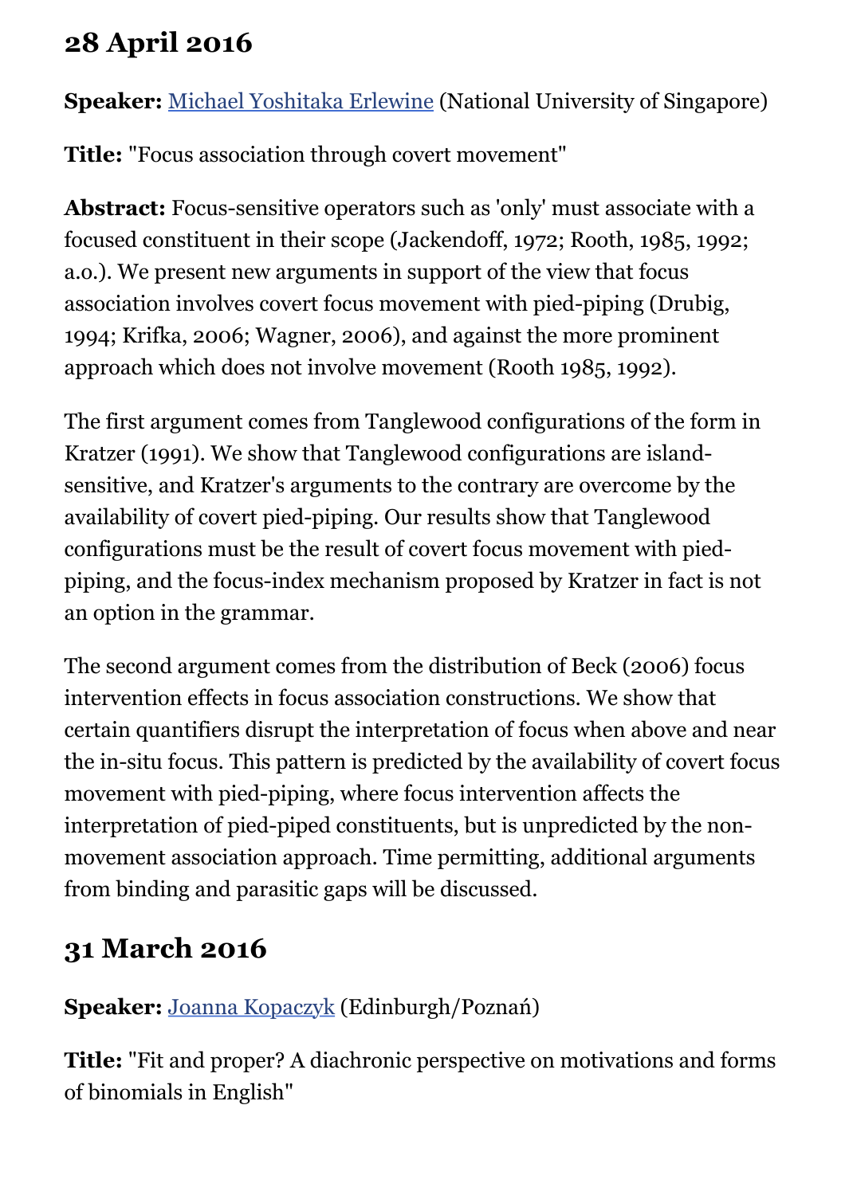## 28 April 2016

**Speaker:** Michael Yoshitaka Erlewine (National University of Singapore)

**Title:** "Focus association through covert movement"

**Abstract:** Focus-sensitive operators such as 'only' must associate with a focused constituent in their scope (Jackendoff, 1972; Rooth, 1985, 1992; a.o.). We present new arguments in support of the view that focus association involves covert focus movement with pied-piping (Drubig, 1994; Krifka, 2006; Wagner, 2006), and against the more prominent approach which does not involve movement (Rooth 1985, 1992).

The first argument comes from Tanglewood configurations of the form in Kratzer (1991). We show that Tanglewood configurations are island-sensitive, and Kratzer's arguments to the contrary are overcome by the availability of covert pied-piping. Our results show that Tanglewood configurations must be the result of covert focus movement with pied-piping, and the focus-index mechanism proposed by Kratzer in fact is not an option in the grammar.

The second argument comes from the distribution of Beck (2006) focus intervention effects in focus association constructions. We show that certain quantifiers disrupt the interpretation of focus when above and near the in-situ focus. This pattern is predicted by the availability of covert focus movement with pied-piping, where focus intervention affects the interpretation of pied-piped constituents, but is unpredicted by the non-movement association approach. Time permitting, additional arguments from binding and parasitic gaps will be discussed.

## 31 March 2016

**Speaker:** Joanna Kopaczyk (Edinburgh/Poznań)

**Title:** "Fit and proper? A diachronic perspective on motivations and forms of binomials in English"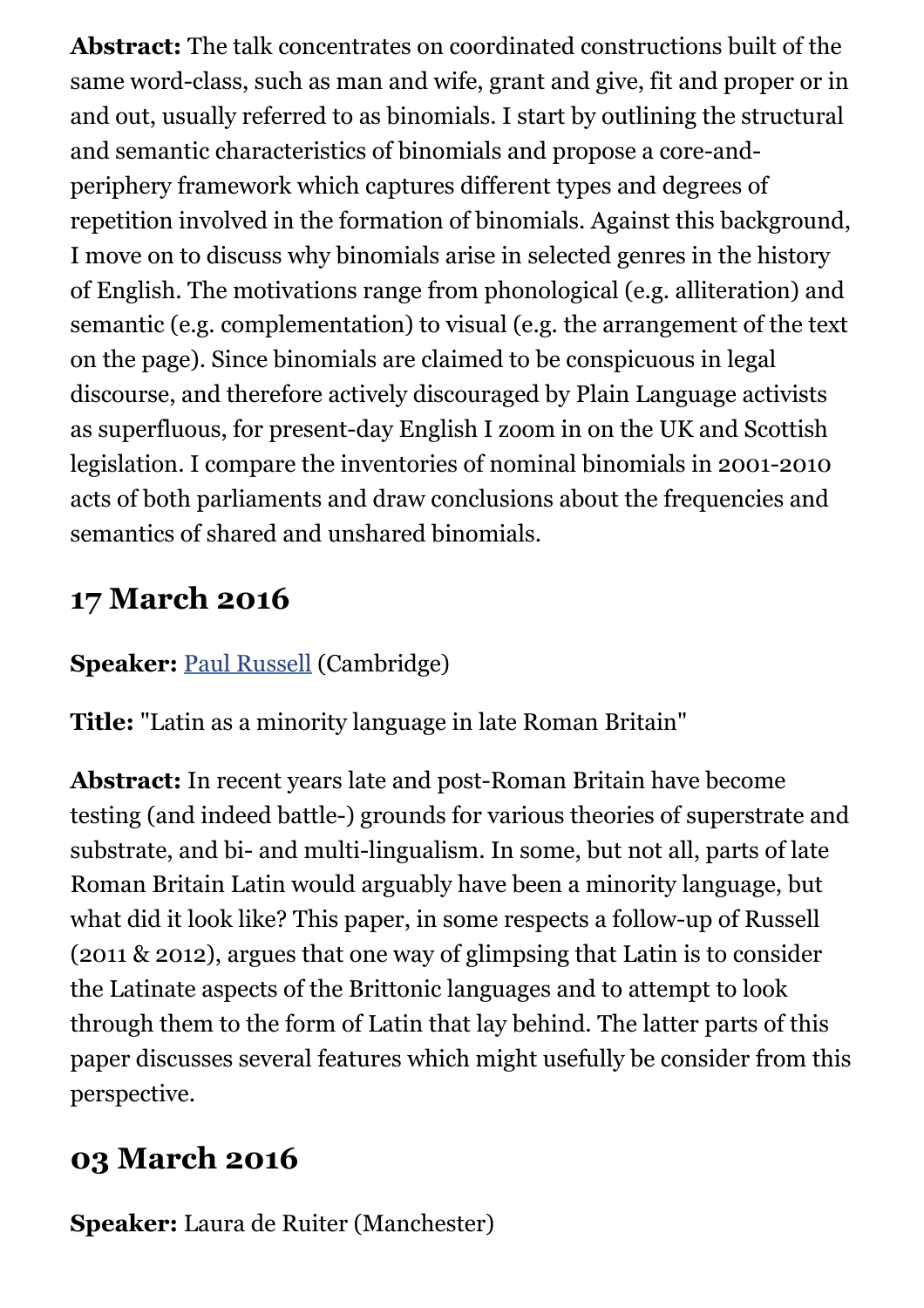**Abstract:** The talk concentrates on coordinated constructions built of the same word-class, such as man and wife, grant and give, fit and proper or in and out, usually referred to as binomials. I start by outlining the structural and semantic characteristics of binomials and propose a core-and-periphery framework which captures different types and degrees of repetition involved in the formation of binomials. Against this background, I move on to discuss why binomials arise in selected genres in the history of English. The motivations range from phonological (e.g. alliteration) and semantic (e.g. complementation) to visual (e.g. the arrangement of the text on the page). Since binomials are claimed to be conspicuous in legal discourse, and therefore actively discouraged by Plain Language activists as superfluous, for present-day English I zoom in on the UK and Scottish legislation. I compare the inventories of nominal binomials in 2001-2010 acts of both parliaments and draw conclusions about the frequencies and semantics of shared and unshared binomials.

## 17 March 2016

**Speaker:** Paul Russell (Cambridge)

**Title:** "Latin as a minority language in late Roman Britain"

**Abstract:** In recent years late and post-Roman Britain have become testing (and indeed battle-) grounds for various theories of superstrate and substrate, and bi- and multi-lingualism. In some, but not all, parts of late Roman Britain Latin would arguably have been a minority language, but what did it look like? This paper, in some respects a follow-up of Russell (2011 & 2012), argues that one way of glimpsing that Latin is to consider the Latinate aspects of the Brittonic languages and to attempt to look through them to the form of Latin that lay behind. The latter parts of this paper discusses several features which might usefully be consider from this perspective.

## 03 March 2016

**Speaker:** Laura de Ruiter (Manchester)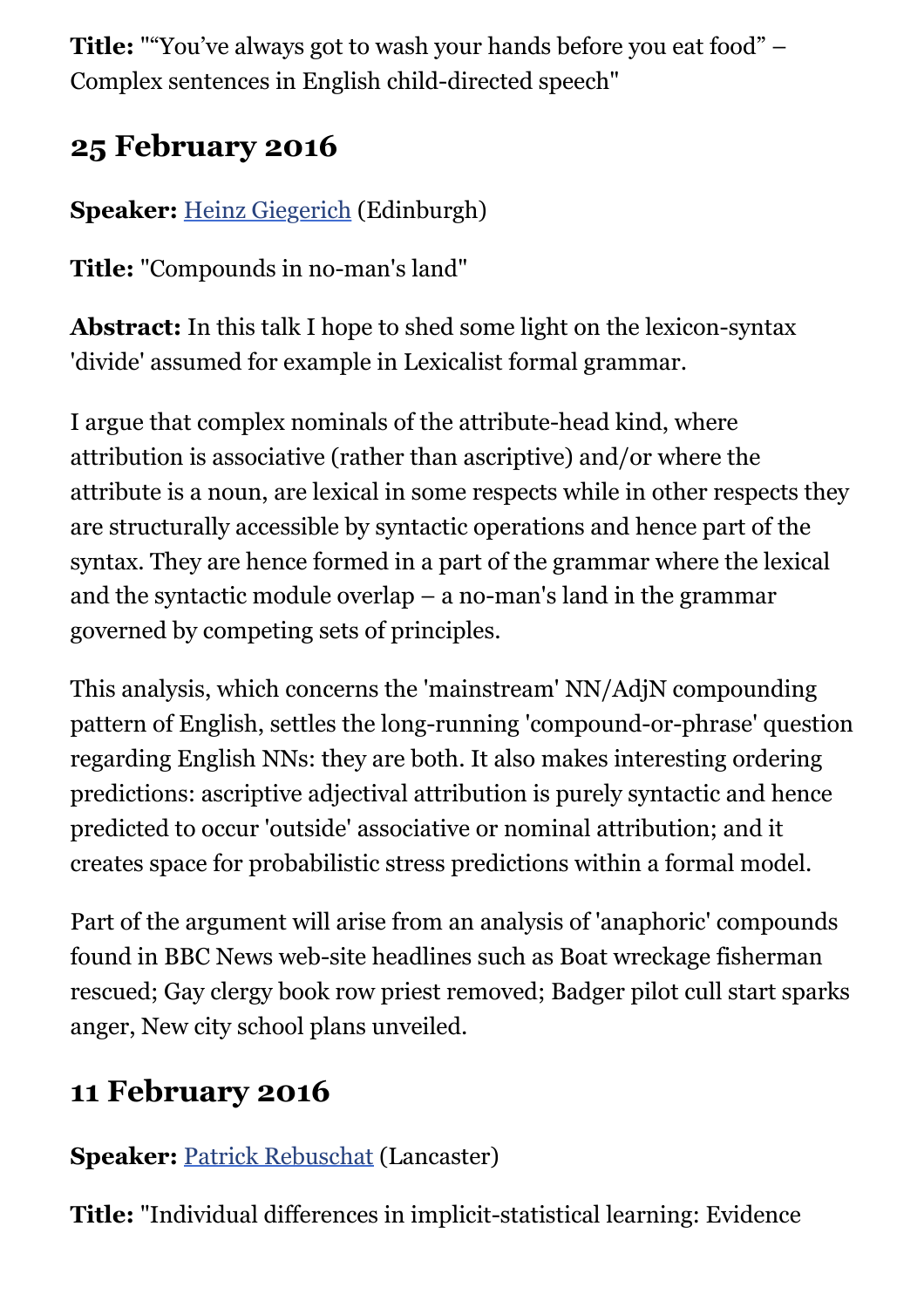**Title:** "“You’ve always got to wash your hands before you eat food” – Complex sentences in English child-directed speech"

## 25 February 2016

**Speaker:** [Heinz Giegerich](#) (Edinburgh)

**Title:** "Compounds in no-man's land"

**Abstract:** In this talk I hope to shed some light on the lexicon-syntax 'divide' assumed for example in Lexicalist formal grammar.

I argue that complex nominals of the attribute-head kind, where attribution is associative (rather than ascriptive) and/or where the attribute is a noun, are lexical in some respects while in other respects they are structurally accessible by syntactic operations and hence part of the syntax. They are hence formed in a part of the grammar where the lexical and the syntactic module overlap – a no-man's land in the grammar governed by competing sets of principles.

This analysis, which concerns the 'mainstream' NN/AdjN compounding pattern of English, settles the long-running 'compound-or-phrase' question regarding English NNs: they are both. It also makes interesting ordering predictions: ascriptive adjectival attribution is purely syntactic and hence predicted to occur 'outside' associative or nominal attribution; and it creates space for probabilistic stress predictions within a formal model.

Part of the argument will arise from an analysis of 'anaphoric' compounds found in BBC News web-site headlines such as Boat wreckage fisherman rescued; Gay clergy book row priest removed; Badger pilot cull start sparks anger, New city school plans unveiled.

## 11 February 2016

**Speaker:** [Patrick Rebuschat](#) (Lancaster)

**Title:** "Individual differences in implicit-statistical learning: Evidence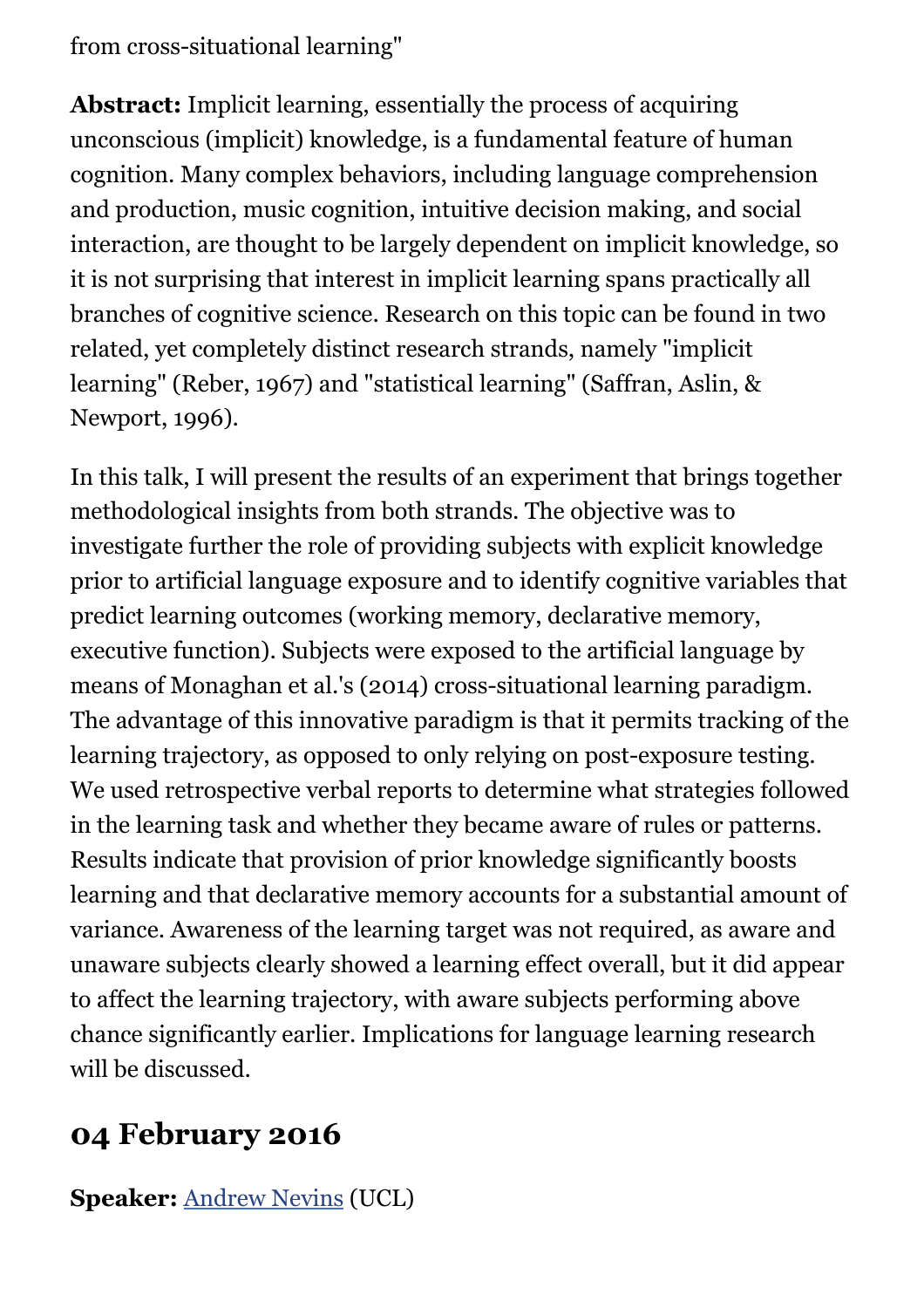from cross-situational learning"

**Abstract:** Implicit learning, essentially the process of acquiring unconscious (implicit) knowledge, is a fundamental feature of human cognition. Many complex behaviors, including language comprehension and production, music cognition, intuitive decision making, and social interaction, are thought to be largely dependent on implicit knowledge, so it is not surprising that interest in implicit learning spans practically all branches of cognitive science. Research on this topic can be found in two related, yet completely distinct research strands, namely "implicit learning" (Reber, 1967) and "statistical learning" (Saffran, Aslin, & Newport, 1996).

In this talk, I will present the results of an experiment that brings together methodological insights from both strands. The objective was to investigate further the role of providing subjects with explicit knowledge prior to artificial language exposure and to identify cognitive variables that predict learning outcomes (working memory, declarative memory, executive function). Subjects were exposed to the artificial language by means of Monaghan et al.'s (2014) cross-situational learning paradigm. The advantage of this innovative paradigm is that it permits tracking of the learning trajectory, as opposed to only relying on post-exposure testing. We used retrospective verbal reports to determine what strategies followed in the learning task and whether they became aware of rules or patterns. Results indicate that provision of prior knowledge significantly boosts learning and that declarative memory accounts for a substantial amount of variance. Awareness of the learning target was not required, as aware and unaware subjects clearly showed a learning effect overall, but it did appear to affect the learning trajectory, with aware subjects performing above chance significantly earlier. Implications for language learning research will be discussed.

## 04 February 2016

**Speaker:** Andrew Nevins (UCL)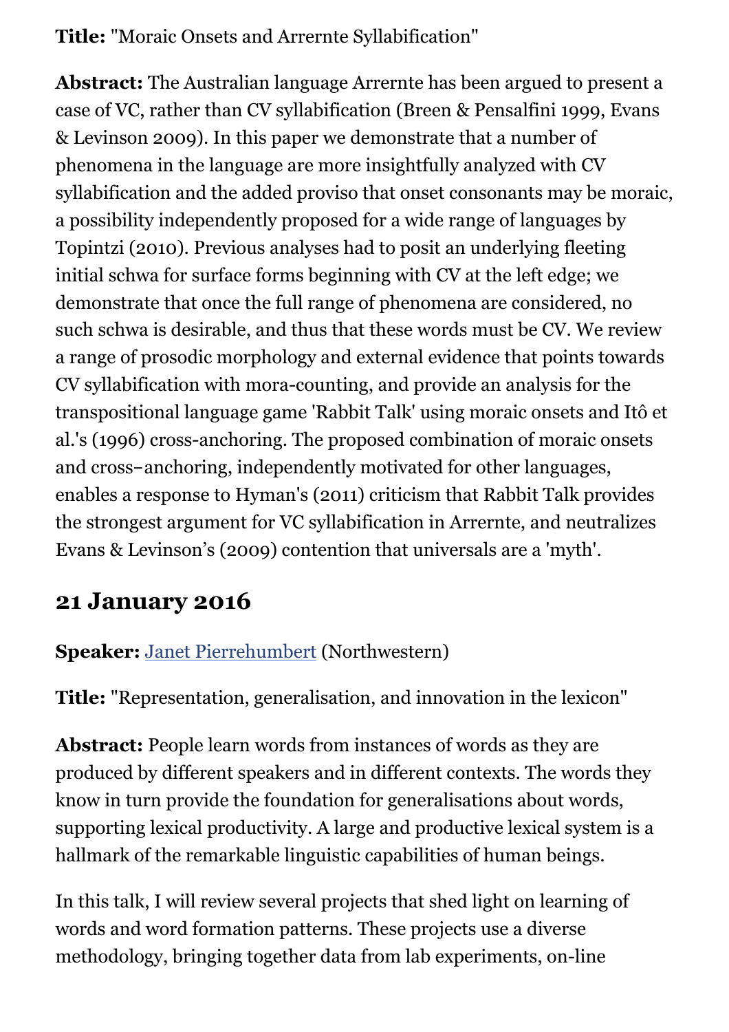**Title:** "Moraic Onsets and Arrernte Syllabification"

**Abstract:** The Australian language Arrernte has been argued to present a case of VC, rather than CV syllabification (Breen & Pensalfini 1999, Evans & Levinson 2009). In this paper we demonstrate that a number of phenomena in the language are more insightfully analyzed with CV syllabification and the added proviso that onset consonants may be moraic, a possibility independently proposed for a wide range of languages by Topintzi (2010). Previous analyses had to posit an underlying fleeting initial schwa for surface forms beginning with CV at the left edge; we demonstrate that once the full range of phenomena are considered, no such schwa is desirable, and thus that these words must be CV. We review a range of prosodic morphology and external evidence that points towards CV syllabification with mora-counting, and provide an analysis for the transpositional language game 'Rabbit Talk' using moraic onsets and Itô et al.'s (1996) cross-anchoring. The proposed combination of moraic onsets and cross–anchoring, independently motivated for other languages, enables a response to Hyman's (2011) criticism that Rabbit Talk provides the strongest argument for VC syllabification in Arrernte, and neutralizes Evans & Levinson's (2009) contention that universals are a 'myth'.

## 21 January 2016

**Speaker:** Janet Pierrehumbert (Northwestern)

**Title:** "Representation, generalisation, and innovation in the lexicon"

**Abstract:** People learn words from instances of words as they are produced by different speakers and in different contexts. The words they know in turn provide the foundation for generalisations about words, supporting lexical productivity. A large and productive lexical system is a hallmark of the remarkable linguistic capabilities of human beings.

In this talk, I will review several projects that shed light on learning of words and word formation patterns. These projects use a diverse methodology, bringing together data from lab experiments, on-line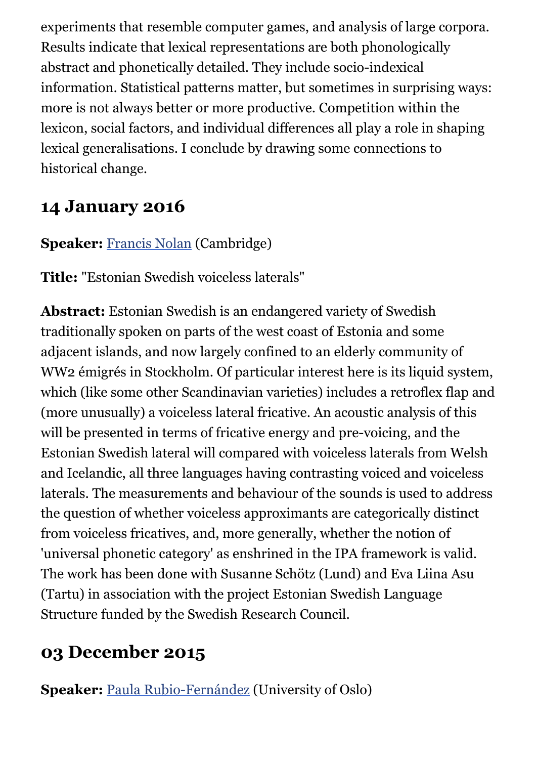experiments that resemble computer games, and analysis of large corpora. Results indicate that lexical representations are both phonologically abstract and phonetically detailed. They include socio-indexical information. Statistical patterns matter, but sometimes in surprising ways: more is not always better or more productive. Competition within the lexicon, social factors, and individual differences all play a role in shaping lexical generalisations. I conclude by drawing some connections to historical change.

## 14 January 2016

**Speaker:** [Francis Nolan](#) (Cambridge)

**Title:** "Estonian Swedish voiceless laterals"

**Abstract:** Estonian Swedish is an endangered variety of Swedish traditionally spoken on parts of the west coast of Estonia and some adjacent islands, and now largely confined to an elderly community of WW2 émigrés in Stockholm. Of particular interest here is its liquid system, which (like some other Scandinavian varieties) includes a retroflex flap and (more unusually) a voiceless lateral fricative. An acoustic analysis of this will be presented in terms of fricative energy and pre-voicing, and the Estonian Swedish lateral will compared with voiceless laterals from Welsh and Icelandic, all three languages having contrasting voiced and voiceless laterals. The measurements and behaviour of the sounds is used to address the question of whether voiceless approximants are categorically distinct from voiceless fricatives, and, more generally, whether the notion of 'universal phonetic category' as enshrined in the IPA framework is valid. The work has been done with Susanne Schötz (Lund) and Eva Liina Asu (Tartu) in association with the project Estonian Swedish Language Structure funded by the Swedish Research Council.

## 03 December 2015

**Speaker:** [Paula Rubio-Fernández](#) (University of Oslo)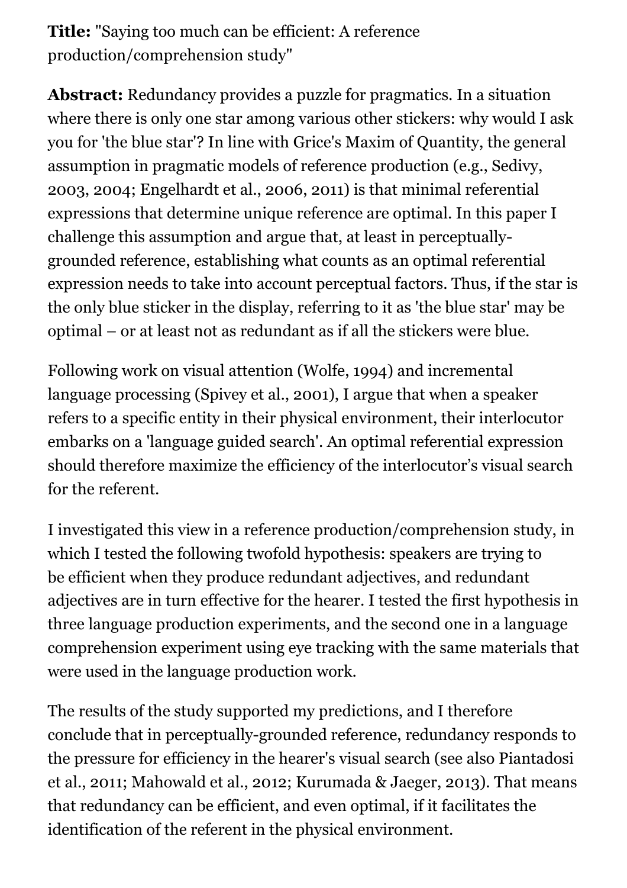**Title:** "Saying too much can be efficient: A reference production/comprehension study"

**Abstract:** Redundancy provides a puzzle for pragmatics. In a situation where there is only one star among various other stickers: why would I ask you for 'the blue star'? In line with Grice's Maxim of Quantity, the general assumption in pragmatic models of reference production (e.g., Sedivy, 2003, 2004; Engelhardt et al., 2006, 2011) is that minimal referential expressions that determine unique reference are optimal. In this paper I challenge this assumption and argue that, at least in perceptually-grounded reference, establishing what counts as an optimal referential expression needs to take into account perceptual factors. Thus, if the star is the only blue sticker in the display, referring to it as 'the blue star' may be optimal – or at least not as redundant as if all the stickers were blue.

Following work on visual attention (Wolfe, 1994) and incremental language processing (Spivey et al., 2001), I argue that when a speaker refers to a specific entity in their physical environment, their interlocutor embarks on a 'language guided search'. An optimal referential expression should therefore maximize the efficiency of the interlocutor's visual search for the referent.

I investigated this view in a reference production/comprehension study, in which I tested the following twofold hypothesis: speakers are trying to be efficient when they produce redundant adjectives, and redundant adjectives are in turn effective for the hearer. I tested the first hypothesis in three language production experiments, and the second one in a language comprehension experiment using eye tracking with the same materials that were used in the language production work.

The results of the study supported my predictions, and I therefore conclude that in perceptually-grounded reference, redundancy responds to the pressure for efficiency in the hearer's visual search (see also Piantadosi et al., 2011; Mahowald et al., 2012; Kurumada & Jaeger, 2013). That means that redundancy can be efficient, and even optimal, if it facilitates the identification of the referent in the physical environment.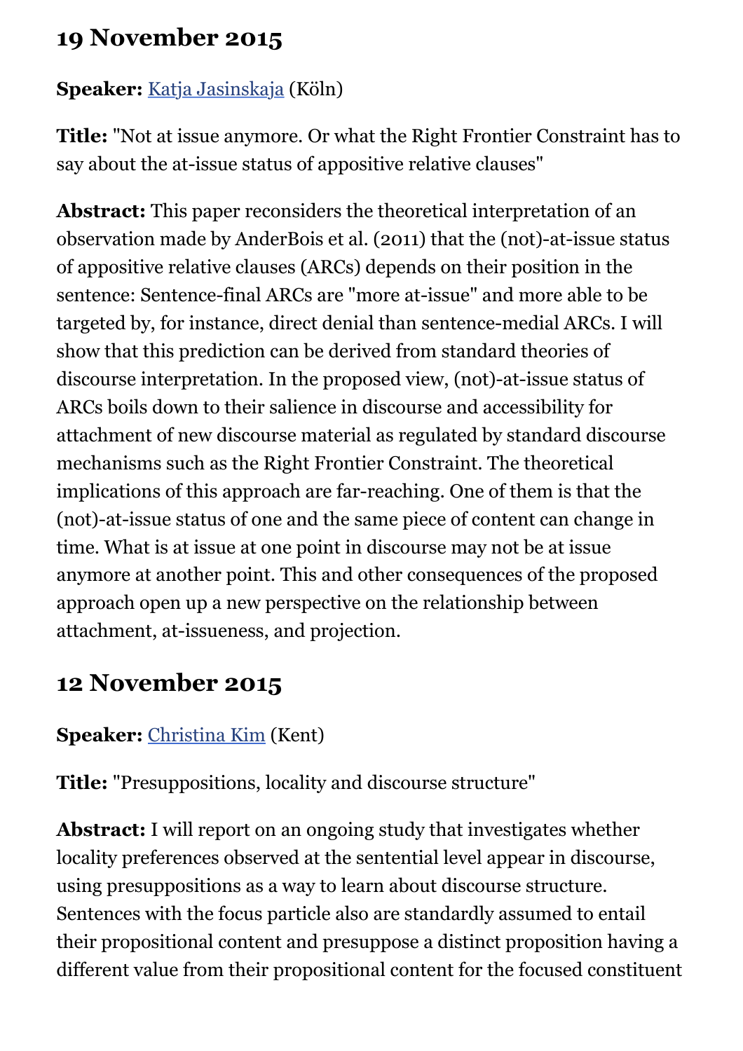## 19 November 2015

**Speaker:** Katja Jasinskaja (Köln)

**Title:** "Not at issue anymore. Or what the Right Frontier Constraint has to say about the at-issue status of appositive relative clauses"

**Abstract:** This paper reconsiders the theoretical interpretation of an observation made by AnderBois et al. (2011) that the (not)-at-issue status of appositive relative clauses (ARCs) depends on their position in the sentence: Sentence-final ARCs are "more at-issue" and more able to be targeted by, for instance, direct denial than sentence-medial ARCs. I will show that this prediction can be derived from standard theories of discourse interpretation. In the proposed view, (not)-at-issue status of ARCs boils down to their salience in discourse and accessibility for attachment of new discourse material as regulated by standard discourse mechanisms such as the Right Frontier Constraint. The theoretical implications of this approach are far-reaching. One of them is that the (not)-at-issue status of one and the same piece of content can change in time. What is at issue at one point in discourse may not be at issue anymore at another point. This and other consequences of the proposed approach open up a new perspective on the relationship between attachment, at-issueness, and projection.

## 12 November 2015

**Speaker:** Christina Kim (Kent)

**Title:** "Presuppositions, locality and discourse structure"

**Abstract:** I will report on an ongoing study that investigates whether locality preferences observed at the sentential level appear in discourse, using presuppositions as a way to learn about discourse structure. Sentences with the focus particle also are standardly assumed to entail their propositional content and presuppose a distinct proposition having a different value from their propositional content for the focused constituent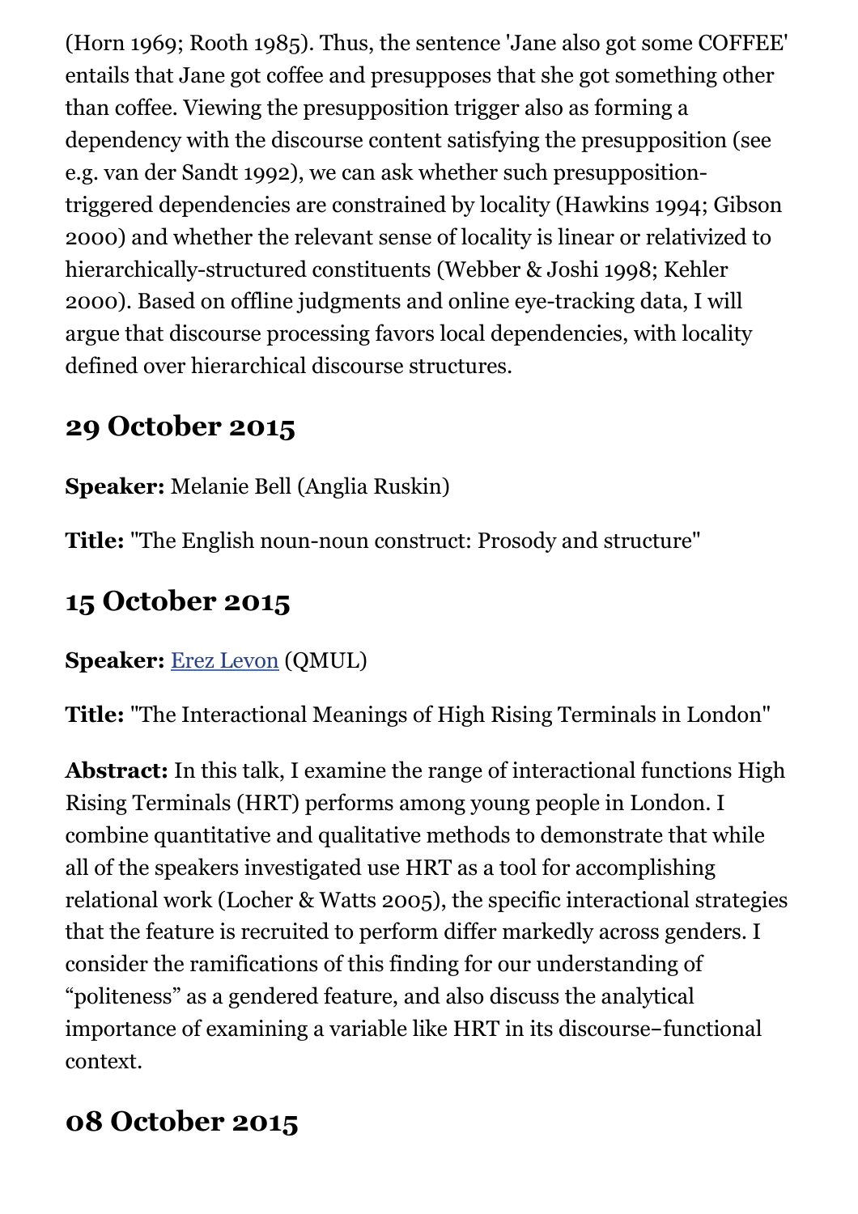(Horn 1969; Rooth 1985). Thus, the sentence 'Jane also got some COFFEE' entails that Jane got coffee and presupposes that she got something other than coffee. Viewing the presupposition trigger also as forming a dependency with the discourse content satisfying the presupposition (see e.g. van der Sandt 1992), we can ask whether such presupposition-triggered dependencies are constrained by locality (Hawkins 1994; Gibson 2000) and whether the relevant sense of locality is linear or relativized to hierarchically-structured constituents (Webber & Joshi 1998; Kehler 2000). Based on offline judgments and online eye-tracking data, I will argue that discourse processing favors local dependencies, with locality defined over hierarchical discourse structures.

## 29 October 2015

**Speaker:** Melanie Bell (Anglia Ruskin)

**Title:** "The English noun-noun construct: Prosody and structure"

## 15 October 2015

**Speaker:** Erez Levon (QMUL)

**Title:** "The Interactional Meanings of High Rising Terminals in London"

**Abstract:** In this talk, I examine the range of interactional functions High Rising Terminals (HRT) performs among young people in London. I combine quantitative and qualitative methods to demonstrate that while all of the speakers investigated use HRT as a tool for accomplishing relational work (Locher & Watts 2005), the specific interactional strategies that the feature is recruited to perform differ markedly across genders. I consider the ramifications of this finding for our understanding of "politeness" as a gendered feature, and also discuss the analytical importance of examining a variable like HRT in its discourse–functional context.

## 08 October 2015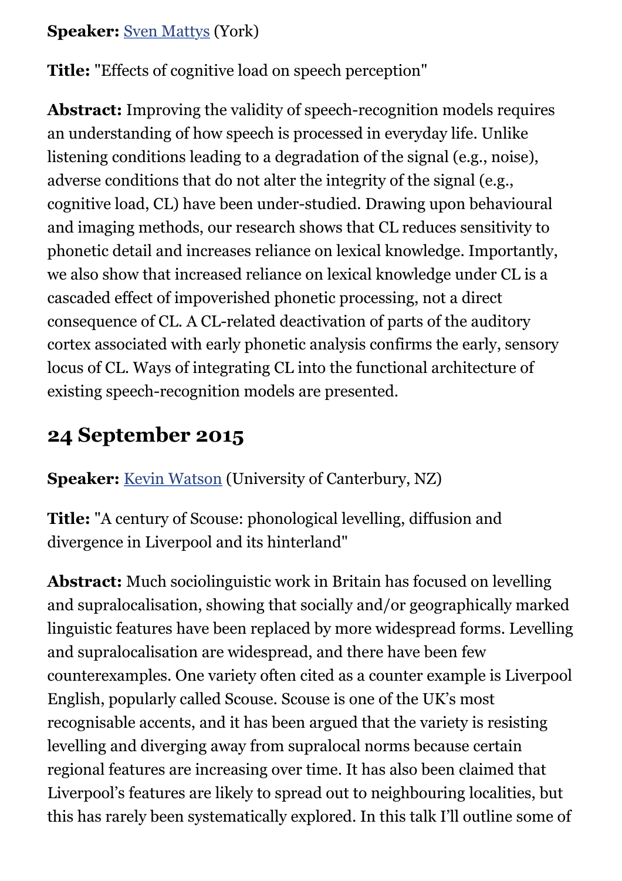**Speaker:** [Sven Mattys](#) (York)

**Title:** "Effects of cognitive load on speech perception"

**Abstract:** Improving the validity of speech-recognition models requires an understanding of how speech is processed in everyday life. Unlike listening conditions leading to a degradation of the signal (e.g., noise), adverse conditions that do not alter the integrity of the signal (e.g., cognitive load, CL) have been under-studied. Drawing upon behavioural and imaging methods, our research shows that CL reduces sensitivity to phonetic detail and increases reliance on lexical knowledge. Importantly, we also show that increased reliance on lexical knowledge under CL is a cascaded effect of impoverished phonetic processing, not a direct consequence of CL. A CL-related deactivation of parts of the auditory cortex associated with early phonetic analysis confirms the early, sensory locus of CL. Ways of integrating CL into the functional architecture of existing speech-recognition models are presented.

## 24 September 2015

**Speaker:** [Kevin Watson](#) (University of Canterbury, NZ)

**Title:** "A century of Scouse: phonological levelling, diffusion and divergence in Liverpool and its hinterland"

**Abstract:** Much sociolinguistic work in Britain has focused on levelling and supralocalisation, showing that socially and/or geographically marked linguistic features have been replaced by more widespread forms. Levelling and supralocalisation are widespread, and there have been few counterexamples. One variety often cited as a counter example is Liverpool English, popularly called Scouse. Scouse is one of the UK's most recognisable accents, and it has been argued that the variety is resisting levelling and diverging away from supralocal norms because certain regional features are increasing over time. It has also been claimed that Liverpool's features are likely to spread out to neighbouring localities, but this has rarely been systematically explored. In this talk I'll outline some of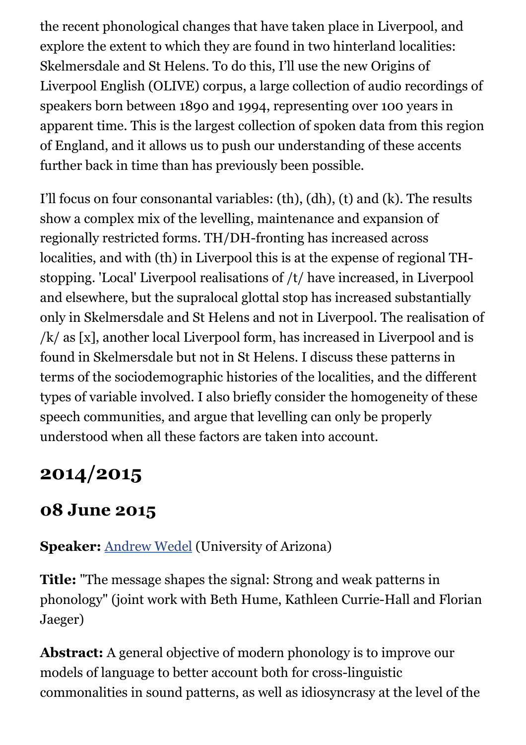the recent phonological changes that have taken place in Liverpool, and explore the extent to which they are found in two hinterland localities: Skelmersdale and St Helens. To do this, I'll use the new Origins of Liverpool English (OLIVE) corpus, a large collection of audio recordings of speakers born between 1890 and 1994, representing over 100 years in apparent time. This is the largest collection of spoken data from this region of England, and it allows us to push our understanding of these accents further back in time than has previously been possible.

I'll focus on four consonantal variables: (th), (dh), (t) and (k). The results show a complex mix of the levelling, maintenance and expansion of regionally restricted forms. TH/DH-fronting has increased across localities, and with (th) in Liverpool this is at the expense of regional TH-stopping. 'Local' Liverpool realisations of /t/ have increased, in Liverpool and elsewhere, but the supralocal glottal stop has increased substantially only in Skelmersdale and St Helens and not in Liverpool. The realisation of /k/ as [x], another local Liverpool form, has increased in Liverpool and is found in Skelmersdale but not in St Helens. I discuss these patterns in terms of the sociodemographic histories of the localities, and the different types of variable involved. I also briefly consider the homogeneity of these speech communities, and argue that levelling can only be properly understood when all these factors are taken into account.

## 2014/2015

### 08 June 2015

**Speaker:** Andrew Wedel (University of Arizona)

**Title:** "The message shapes the signal: Strong and weak patterns in phonology" (joint work with Beth Hume, Kathleen Currie-Hall and Florian Jaeger)

**Abstract:** A general objective of modern phonology is to improve our models of language to better account both for cross-linguistic commonalities in sound patterns, as well as idiosyncrasy at the level of the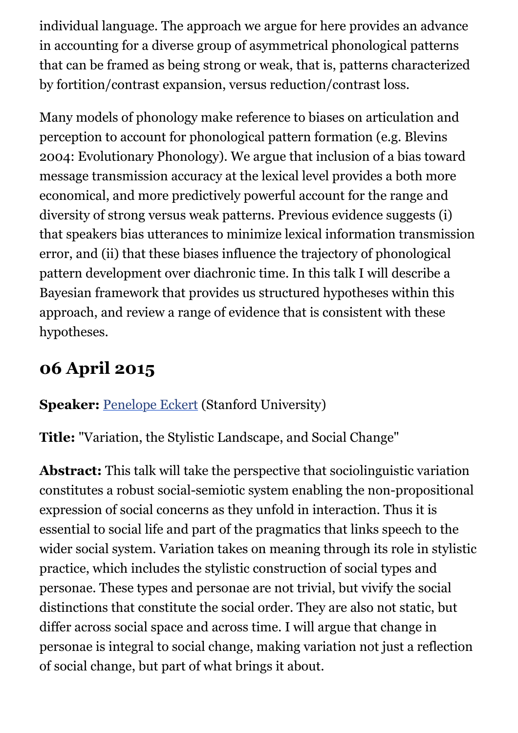individual language. The approach we argue for here provides an advance in accounting for a diverse group of asymmetrical phonological patterns that can be framed as being strong or weak, that is, patterns characterized by fortition/contrast expansion, versus reduction/contrast loss.

Many models of phonology make reference to biases on articulation and perception to account for phonological pattern formation (e.g. Blevins 2004: Evolutionary Phonology). We argue that inclusion of a bias toward message transmission accuracy at the lexical level provides a both more economical, and more predictively powerful account for the range and diversity of strong versus weak patterns. Previous evidence suggests (i) that speakers bias utterances to minimize lexical information transmission error, and (ii) that these biases influence the trajectory of phonological pattern development over diachronic time. In this talk I will describe a Bayesian framework that provides us structured hypotheses within this approach, and review a range of evidence that is consistent with these hypotheses.

## 06 April 2015

**Speaker:** Penelope Eckert (Stanford University)

**Title:** "Variation, the Stylistic Landscape, and Social Change"

**Abstract:** This talk will take the perspective that sociolinguistic variation constitutes a robust social-semiotic system enabling the non-propositional expression of social concerns as they unfold in interaction. Thus it is essential to social life and part of the pragmatics that links speech to the wider social system. Variation takes on meaning through its role in stylistic practice, which includes the stylistic construction of social types and personae. These types and personae are not trivial, but vivify the social distinctions that constitute the social order. They are also not static, but differ across social space and across time. I will argue that change in personae is integral to social change, making variation not just a reflection of social change, but part of what brings it about.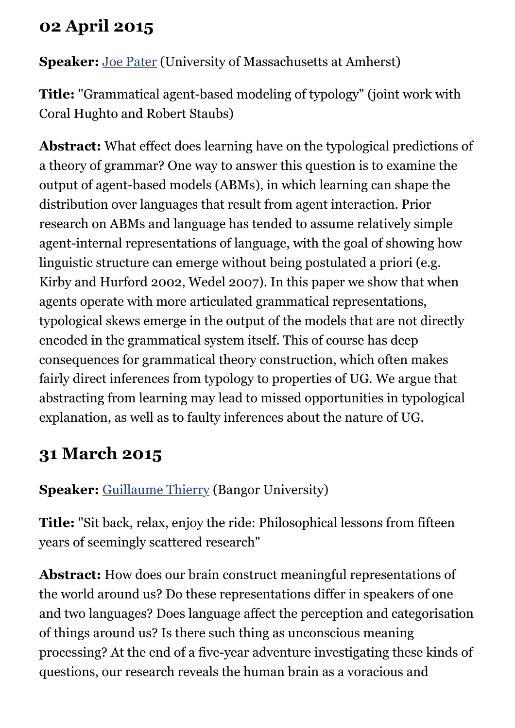## 02 April 2015

**Speaker:** Joe Pater (University of Massachusetts at Amherst)

**Title:** "Grammatical agent-based modeling of typology" (joint work with Coral Hughto and Robert Staubs)

**Abstract:** What effect does learning have on the typological predictions of a theory of grammar? One way to answer this question is to examine the output of agent-based models (ABMs), in which learning can shape the distribution over languages that result from agent interaction. Prior research on ABMs and language has tended to assume relatively simple agent-internal representations of language, with the goal of showing how linguistic structure can emerge without being postulated a priori (e.g. Kirby and Hurford 2002, Wedel 2007). In this paper we show that when agents operate with more articulated grammatical representations, typological skews emerge in the output of the models that are not directly encoded in the grammatical system itself. This of course has deep consequences for grammatical theory construction, which often makes fairly direct inferences from typology to properties of UG. We argue that abstracting from learning may lead to missed opportunities in typological explanation, as well as to faulty inferences about the nature of UG.

## 31 March 2015

**Speaker:** Guillaume Thierry (Bangor University)

**Title:** "Sit back, relax, enjoy the ride: Philosophical lessons from fifteen years of seemingly scattered research"

**Abstract:** How does our brain construct meaningful representations of the world around us? Do these representations differ in speakers of one and two languages? Does language affect the perception and categorisation of things around us? Is there such thing as unconscious meaning processing? At the end of a five-year adventure investigating these kinds of questions, our research reveals the human brain as a voracious and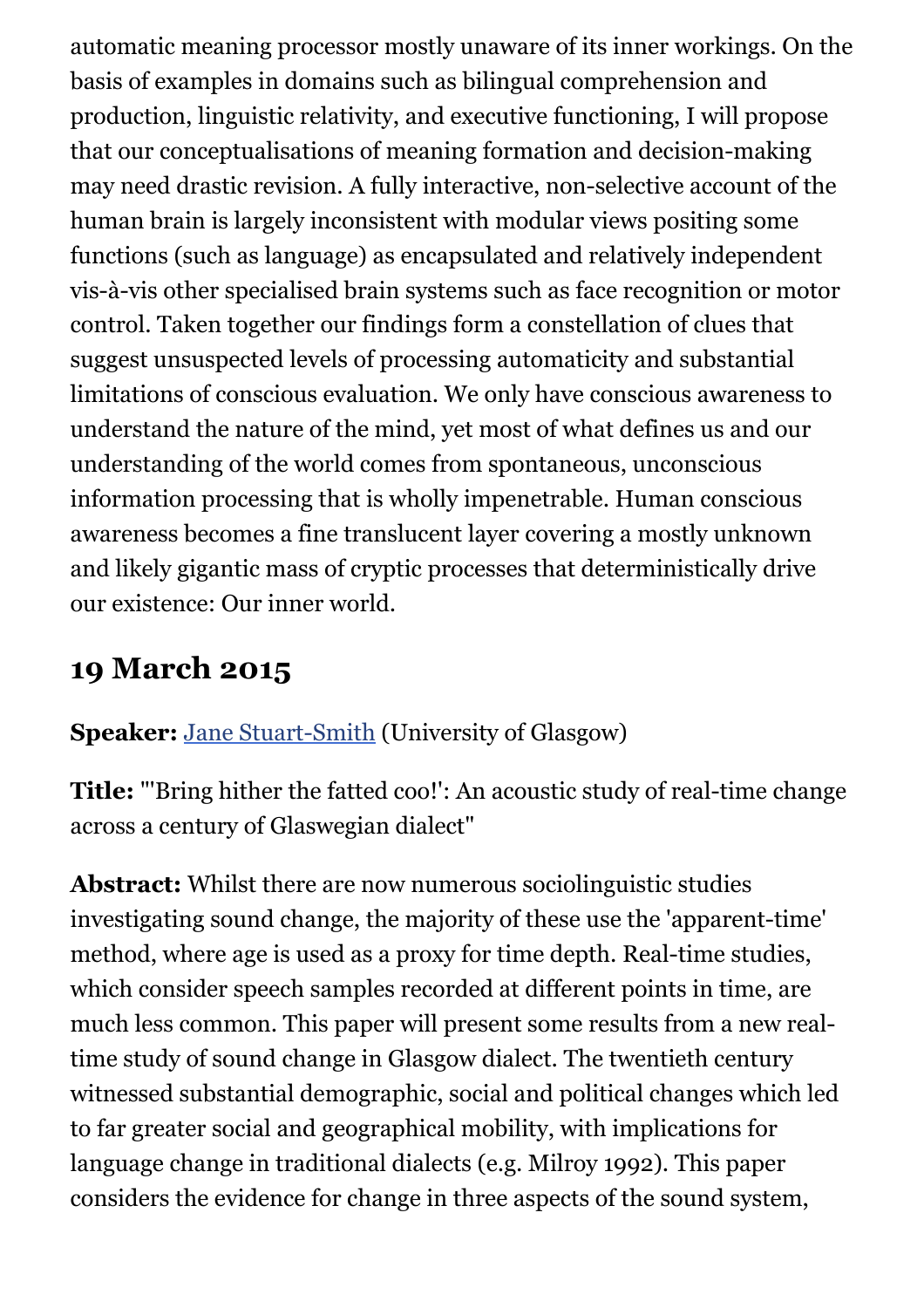automatic meaning processor mostly unaware of its inner workings. On the basis of examples in domains such as bilingual comprehension and production, linguistic relativity, and executive functioning, I will propose that our conceptualisations of meaning formation and decision-making may need drastic revision. A fully interactive, non-selective account of the human brain is largely inconsistent with modular views positing some functions (such as language) as encapsulated and relatively independent vis-à-vis other specialised brain systems such as face recognition or motor control. Taken together our findings form a constellation of clues that suggest unsuspected levels of processing automaticity and substantial limitations of conscious evaluation. We only have conscious awareness to understand the nature of the mind, yet most of what defines us and our understanding of the world comes from spontaneous, unconscious information processing that is wholly impenetrable. Human conscious awareness becomes a fine translucent layer covering a mostly unknown and likely gigantic mass of cryptic processes that deterministically drive our existence: Our inner world.

## 19 March 2015

**Speaker:** Jane Stuart-Smith (University of Glasgow)

**Title:** "'Bring hither the fatted coo!': An acoustic study of real-time change across a century of Glaswegian dialect"

**Abstract:** Whilst there are now numerous sociolinguistic studies investigating sound change, the majority of these use the 'apparent-time' method, where age is used as a proxy for time depth. Real-time studies, which consider speech samples recorded at different points in time, are much less common. This paper will present some results from a new real-time study of sound change in Glasgow dialect. The twentieth century witnessed substantial demographic, social and political changes which led to far greater social and geographical mobility, with implications for language change in traditional dialects (e.g. Milroy 1992). This paper considers the evidence for change in three aspects of the sound system,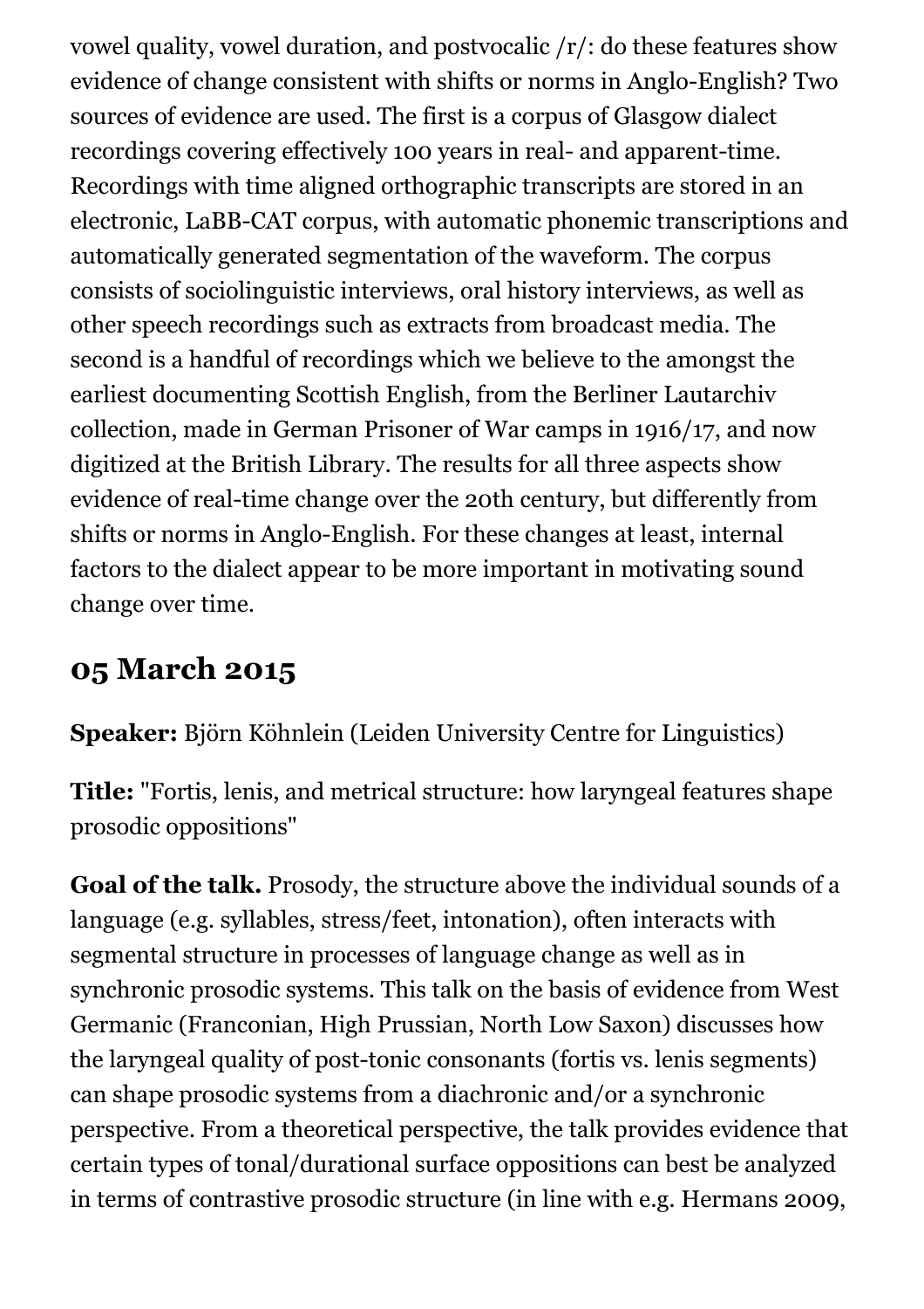vowel quality, vowel duration, and postvocalic /r/: do these features show evidence of change consistent with shifts or norms in Anglo-English? Two sources of evidence are used. The first is a corpus of Glasgow dialect recordings covering effectively 100 years in real- and apparent-time. Recordings with time aligned orthographic transcripts are stored in an electronic, LaBB-CAT corpus, with automatic phonemic transcriptions and automatically generated segmentation of the waveform. The corpus consists of sociolinguistic interviews, oral history interviews, as well as other speech recordings such as extracts from broadcast media. The second is a handful of recordings which we believe to the amongst the earliest documenting Scottish English, from the Berliner Lautarchiv collection, made in German Prisoner of War camps in 1916/17, and now digitized at the British Library. The results for all three aspects show evidence of real-time change over the 20th century, but differently from shifts or norms in Anglo-English. For these changes at least, internal factors to the dialect appear to be more important in motivating sound change over time.

## 05 March 2015

**Speaker:** Björn Köhnlein (Leiden University Centre for Linguistics)

**Title:** "Fortis, lenis, and metrical structure: how laryngeal features shape prosodic oppositions"

**Goal of the talk.** Prosody, the structure above the individual sounds of a language (e.g. syllables, stress/feet, intonation), often interacts with segmental structure in processes of language change as well as in synchronic prosodic systems. This talk on the basis of evidence from West Germanic (Franconian, High Prussian, North Low Saxon) discusses how the laryngeal quality of post-tonic consonants (fortis vs. lenis segments) can shape prosodic systems from a diachronic and/or a synchronic perspective. From a theoretical perspective, the talk provides evidence that certain types of tonal/durational surface oppositions can best be analyzed in terms of contrastive prosodic structure (in line with e.g. Hermans 2009,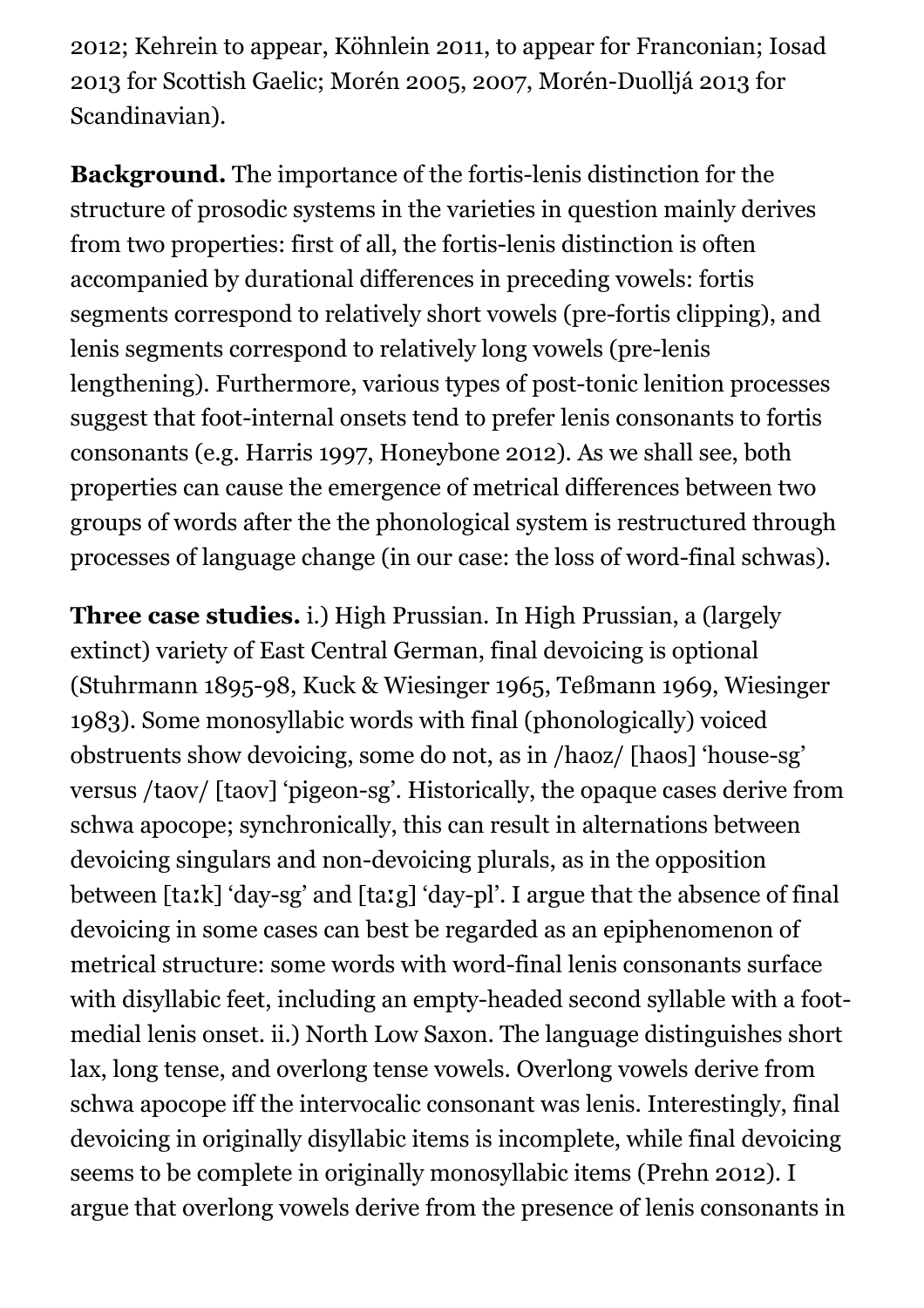2012; Kehrein to appear, Köhnlein 2011, to appear for Franconian; Iosad 2013 for Scottish Gaelic; Morén 2005, 2007, Morén-Duolljá 2013 for Scandinavian).

**Background.** The importance of the fortis-lenis distinction for the structure of prosodic systems in the varieties in question mainly derives from two properties: first of all, the fortis-lenis distinction is often accompanied by durational differences in preceding vowels: fortis segments correspond to relatively short vowels (pre-fortis clipping), and lenis segments correspond to relatively long vowels (pre-lenis lengthening). Furthermore, various types of post-tonic lenition processes suggest that foot-internal onsets tend to prefer lenis consonants to fortis consonants (e.g. Harris 1997, Honeybone 2012). As we shall see, both properties can cause the emergence of metrical differences between two groups of words after the the phonological system is restructured through processes of language change (in our case: the loss of word-final schwas).

**Three case studies.** i.) High Prussian. In High Prussian, a (largely extinct) variety of East Central German, final devoicing is optional (Stuhrmann 1895-98, Kuck & Wiesinger 1965, Teßmann 1969, Wiesinger 1983). Some monosyllabic words with final (phonologically) voiced obstruents show devoicing, some do not, as in /haoz/ [haos] 'house-sg' versus /taov/ [taov] 'pigeon-sg'. Historically, the opaque cases derive from schwa apocope; synchronically, this can result in alternations between devoicing singulars and non-devoicing plurals, as in the opposition between [taːk] 'day-sg' and [taːg] 'day-pl'. I argue that the absence of final devoicing in some cases can best be regarded as an epiphenomenon of metrical structure: some words with word-final lenis consonants surface with disyllabic feet, including an empty-headed second syllable with a foot-medial lenis onset. ii.) North Low Saxon. The language distinguishes short lax, long tense, and overlong tense vowels. Overlong vowels derive from schwa apocope iff the intervocalic consonant was lenis. Interestingly, final devoicing in originally disyllabic items is incomplete, while final devoicing seems to be complete in originally monosyllabic items (Prehn 2012). I argue that overlong vowels derive from the presence of lenis consonants in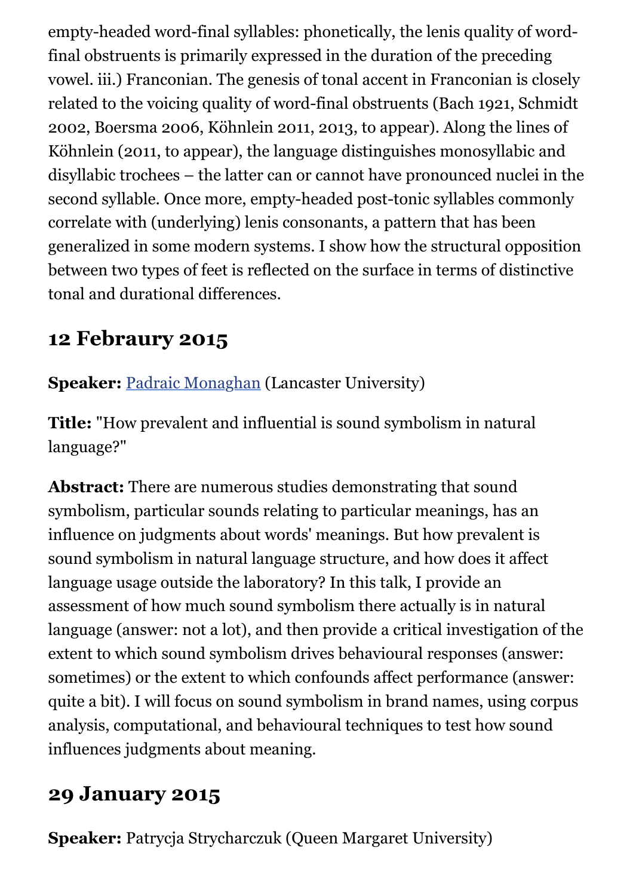empty-headed word-final syllables: phonetically, the lenis quality of word-final obstruents is primarily expressed in the duration of the preceding vowel. iii.) Franconian. The genesis of tonal accent in Franconian is closely related to the voicing quality of word-final obstruents (Bach 1921, Schmidt 2002, Boersma 2006, Köhnlein 2011, 2013, to appear). Along the lines of Köhnlein (2011, to appear), the language distinguishes monosyllabic and disyllabic trochees – the latter can or cannot have pronounced nuclei in the second syllable. Once more, empty-headed post-tonic syllables commonly correlate with (underlying) lenis consonants, a pattern that has been generalized in some modern systems. I show how the structural opposition between two types of feet is reflected on the surface in terms of distinctive tonal and durational differences.

## 12 Febraury 2015

**Speaker:** Padraic Monaghan (Lancaster University)

**Title:** "How prevalent and influential is sound symbolism in natural language?"

**Abstract:** There are numerous studies demonstrating that sound symbolism, particular sounds relating to particular meanings, has an influence on judgments about words' meanings. But how prevalent is sound symbolism in natural language structure, and how does it affect language usage outside the laboratory? In this talk, I provide an assessment of how much sound symbolism there actually is in natural language (answer: not a lot), and then provide a critical investigation of the extent to which sound symbolism drives behavioural responses (answer: sometimes) or the extent to which confounds affect performance (answer: quite a bit). I will focus on sound symbolism in brand names, using corpus analysis, computational, and behavioural techniques to test how sound influences judgments about meaning.

## 29 January 2015

**Speaker:** Patrycja Strycharczuk (Queen Margaret University)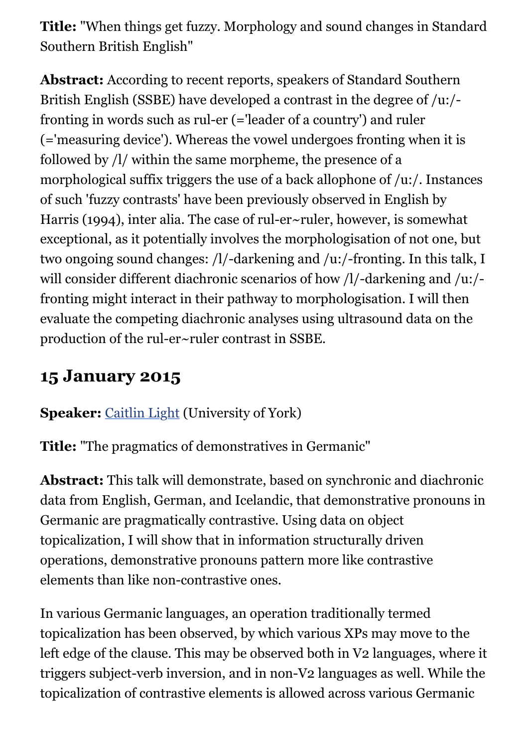**Title:** "When things get fuzzy. Morphology and sound changes in Standard Southern British English"

**Abstract:** According to recent reports, speakers of Standard Southern British English (SSBE) have developed a contrast in the degree of /u:/-fronting in words such as rul-er (='leader of a country') and ruler (='measuring device'). Whereas the vowel undergoes fronting when it is followed by /l/ within the same morpheme, the presence of a morphological suffix triggers the use of a back allophone of /u:/. Instances of such 'fuzzy contrasts' have been previously observed in English by Harris (1994), inter alia. The case of rul-er~ruler, however, is somewhat exceptional, as it potentially involves the morphologisation of not one, but two ongoing sound changes: /l/-darkening and /u:/-fronting. In this talk, I will consider different diachronic scenarios of how /l/-darkening and /u:/-fronting might interact in their pathway to morphologisation. I will then evaluate the competing diachronic analyses using ultrasound data on the production of the rul-er~ruler contrast in SSBE.

## 15 January 2015

**Speaker:** Caitlin Light (University of York)

**Title:** "The pragmatics of demonstratives in Germanic"

**Abstract:** This talk will demonstrate, based on synchronic and diachronic data from English, German, and Icelandic, that demonstrative pronouns in Germanic are pragmatically contrastive. Using data on object topicalization, I will show that in information structurally driven operations, demonstrative pronouns pattern more like contrastive elements than like non-contrastive ones.

In various Germanic languages, an operation traditionally termed topicalization has been observed, by which various XPs may move to the left edge of the clause. This may be observed both in V2 languages, where it triggers subject-verb inversion, and in non-V2 languages as well. While the topicalization of contrastive elements is allowed across various Germanic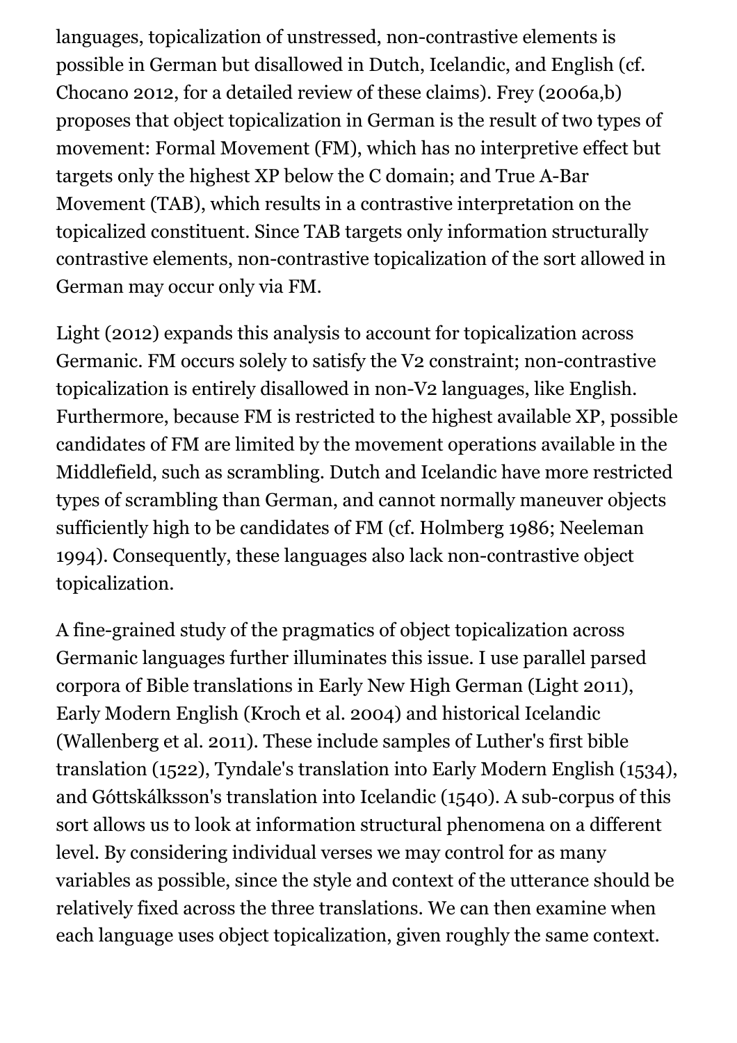languages, topicalization of unstressed, non-contrastive elements is possible in German but disallowed in Dutch, Icelandic, and English (cf. Chocano 2012, for a detailed review of these claims). Frey (2006a,b) proposes that object topicalization in German is the result of two types of movement: Formal Movement (FM), which has no interpretive effect but targets only the highest XP below the C domain; and True A-Bar Movement (TAB), which results in a contrastive interpretation on the topicalized constituent. Since TAB targets only information structurally contrastive elements, non-contrastive topicalization of the sort allowed in German may occur only via FM.

Light (2012) expands this analysis to account for topicalization across Germanic. FM occurs solely to satisfy the V2 constraint; non-contrastive topicalization is entirely disallowed in non-V2 languages, like English. Furthermore, because FM is restricted to the highest available XP, possible candidates of FM are limited by the movement operations available in the Middlefield, such as scrambling. Dutch and Icelandic have more restricted types of scrambling than German, and cannot normally maneuver objects sufficiently high to be candidates of FM (cf. Holmberg 1986; Neeleman 1994). Consequently, these languages also lack non-contrastive object topicalization.

A fine-grained study of the pragmatics of object topicalization across Germanic languages further illuminates this issue. I use parallel parsed corpora of Bible translations in Early New High German (Light 2011), Early Modern English (Kroch et al. 2004) and historical Icelandic (Wallenberg et al. 2011). These include samples of Luther's first bible translation (1522), Tyndale's translation into Early Modern English (1534), and Góttskálksson's translation into Icelandic (1540). A sub-corpus of this sort allows us to look at information structural phenomena on a different level. By considering individual verses we may control for as many variables as possible, since the style and context of the utterance should be relatively fixed across the three translations. We can then examine when each language uses object topicalization, given roughly the same context.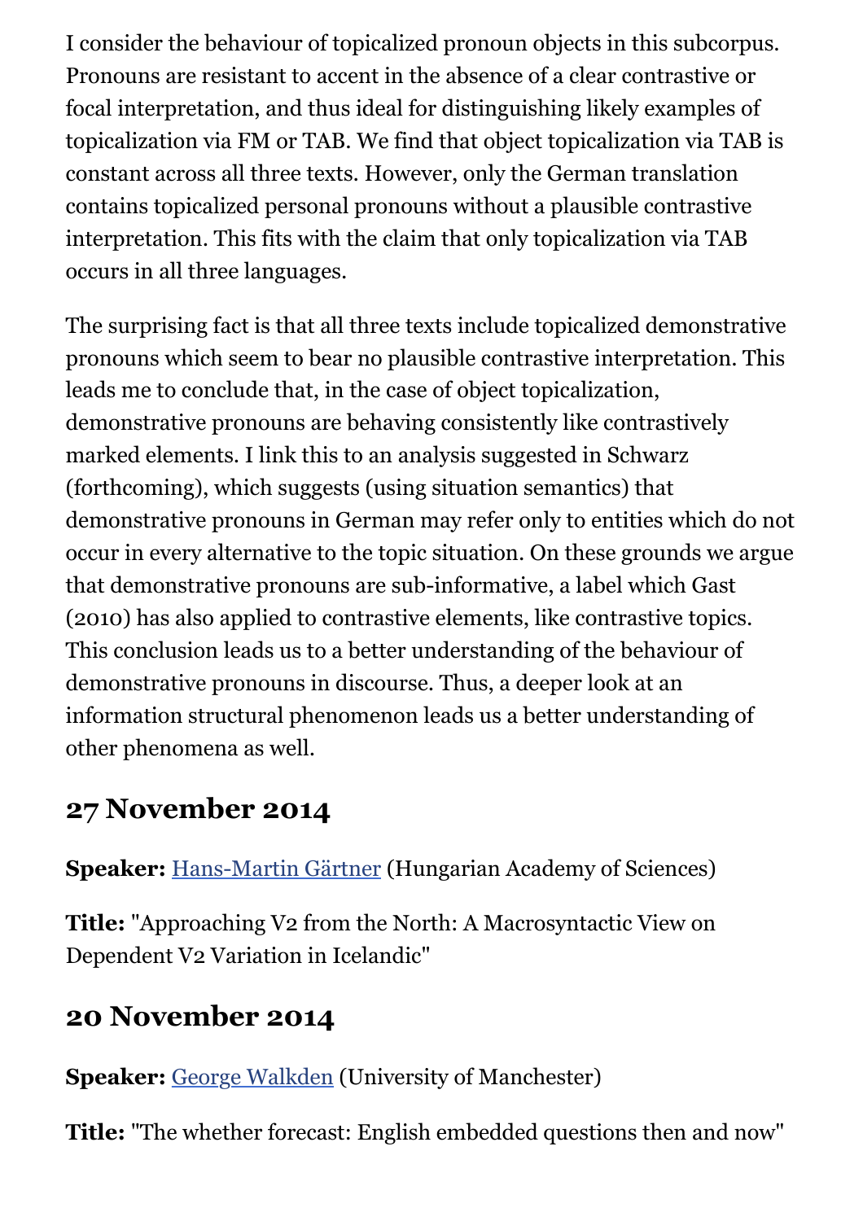I consider the behaviour of topicalized pronoun objects in this subcorpus. Pronouns are resistant to accent in the absence of a clear contrastive or focal interpretation, and thus ideal for distinguishing likely examples of topicalization via FM or TAB. We find that object topicalization via TAB is constant across all three texts. However, only the German translation contains topicalized personal pronouns without a plausible contrastive interpretation. This fits with the claim that only topicalization via TAB occurs in all three languages.

The surprising fact is that all three texts include topicalized demonstrative pronouns which seem to bear no plausible contrastive interpretation. This leads me to conclude that, in the case of object topicalization, demonstrative pronouns are behaving consistently like contrastively marked elements. I link this to an analysis suggested in Schwarz (forthcoming), which suggests (using situation semantics) that demonstrative pronouns in German may refer only to entities which do not occur in every alternative to the topic situation. On these grounds we argue that demonstrative pronouns are sub-informative, a label which Gast (2010) has also applied to contrastive elements, like contrastive topics. This conclusion leads us to a better understanding of the behaviour of demonstrative pronouns in discourse. Thus, a deeper look at an information structural phenomenon leads us a better understanding of other phenomena as well.

## 27 November 2014

**Speaker:** Hans-Martin Gärtner (Hungarian Academy of Sciences)

**Title:** "Approaching V2 from the North: A Macrosyntactic View on Dependent V2 Variation in Icelandic"

## 20 November 2014

**Speaker:** George Walkden (University of Manchester)

**Title:** "The whether forecast: English embedded questions then and now"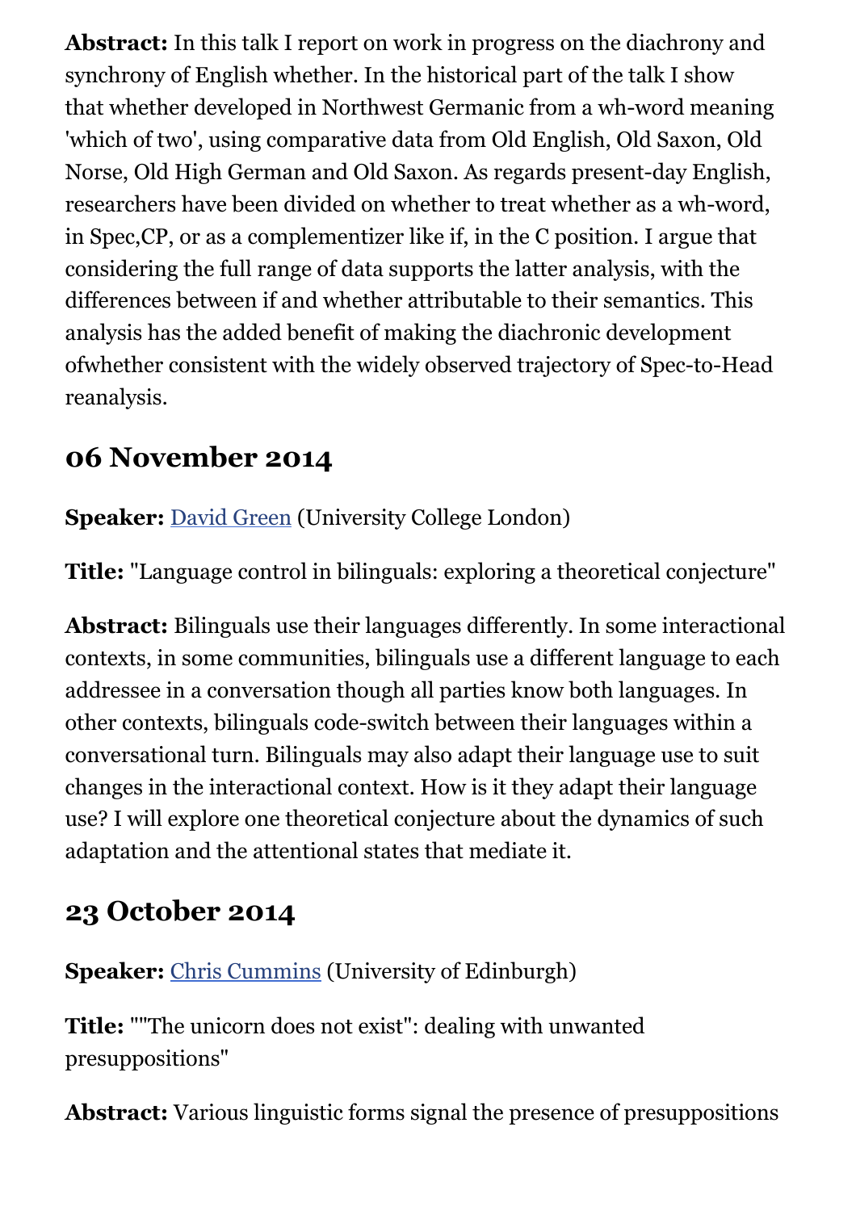**Abstract:** In this talk I report on work in progress on the diachrony and synchrony of English whether. In the historical part of the talk I show that whether developed in Northwest Germanic from a wh-word meaning 'which of two', using comparative data from Old English, Old Saxon, Old Norse, Old High German and Old Saxon. As regards present-day English, researchers have been divided on whether to treat whether as a wh-word, in Spec,CP, or as a complementizer like if, in the C position. I argue that considering the full range of data supports the latter analysis, with the differences between if and whether attributable to their semantics. This analysis has the added benefit of making the diachronic development ofwhether consistent with the widely observed trajectory of Spec-to-Head reanalysis.

## 06 November 2014

**Speaker:** David Green (University College London)

**Title:** "Language control in bilinguals: exploring a theoretical conjecture"

**Abstract:** Bilinguals use their languages differently. In some interactional contexts, in some communities, bilinguals use a different language to each addressee in a conversation though all parties know both languages. In other contexts, bilinguals code-switch between their languages within a conversational turn. Bilinguals may also adapt their language use to suit changes in the interactional context. How is it they adapt their language use? I will explore one theoretical conjecture about the dynamics of such adaptation and the attentional states that mediate it.

## 23 October 2014

**Speaker:** Chris Cummins (University of Edinburgh)

**Title:** ""The unicorn does not exist": dealing with unwanted presuppositions"

**Abstract:** Various linguistic forms signal the presence of presuppositions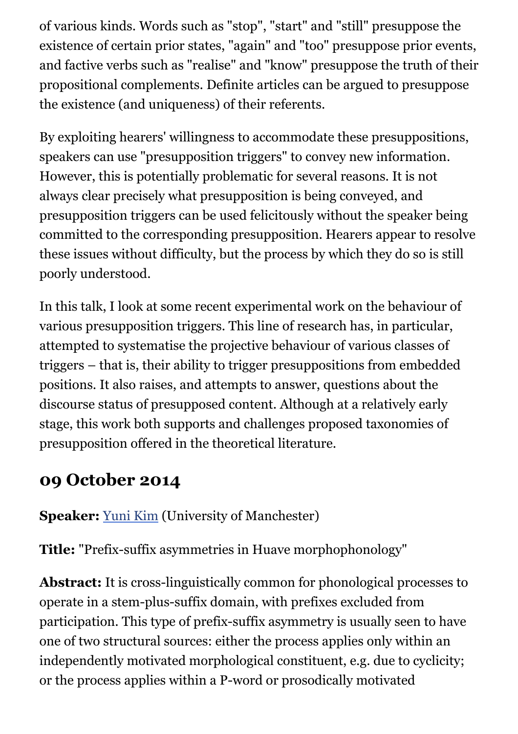of various kinds. Words such as "stop", "start" and "still" presuppose the existence of certain prior states, "again" and "too" presuppose prior events, and factive verbs such as "realise" and "know" presuppose the truth of their propositional complements. Definite articles can be argued to presuppose the existence (and uniqueness) of their referents.

By exploiting hearers' willingness to accommodate these presuppositions, speakers can use "presupposition triggers" to convey new information. However, this is potentially problematic for several reasons. It is not always clear precisely what presupposition is being conveyed, and presupposition triggers can be used felicitously without the speaker being committed to the corresponding presupposition. Hearers appear to resolve these issues without difficulty, but the process by which they do so is still poorly understood.

In this talk, I look at some recent experimental work on the behaviour of various presupposition triggers. This line of research has, in particular, attempted to systematise the projective behaviour of various classes of triggers – that is, their ability to trigger presuppositions from embedded positions. It also raises, and attempts to answer, questions about the discourse status of presupposed content. Although at a relatively early stage, this work both supports and challenges proposed taxonomies of presupposition offered in the theoretical literature.

## 09 October 2014

**Speaker:** Yuni Kim (University of Manchester)

**Title:** "Prefix-suffix asymmetries in Huave morphophonology"

**Abstract:** It is cross-linguistically common for phonological processes to operate in a stem-plus-suffix domain, with prefixes excluded from participation. This type of prefix-suffix asymmetry is usually seen to have one of two structural sources: either the process applies only within an independently motivated morphological constituent, e.g. due to cyclicity; or the process applies within a P-word or prosodically motivated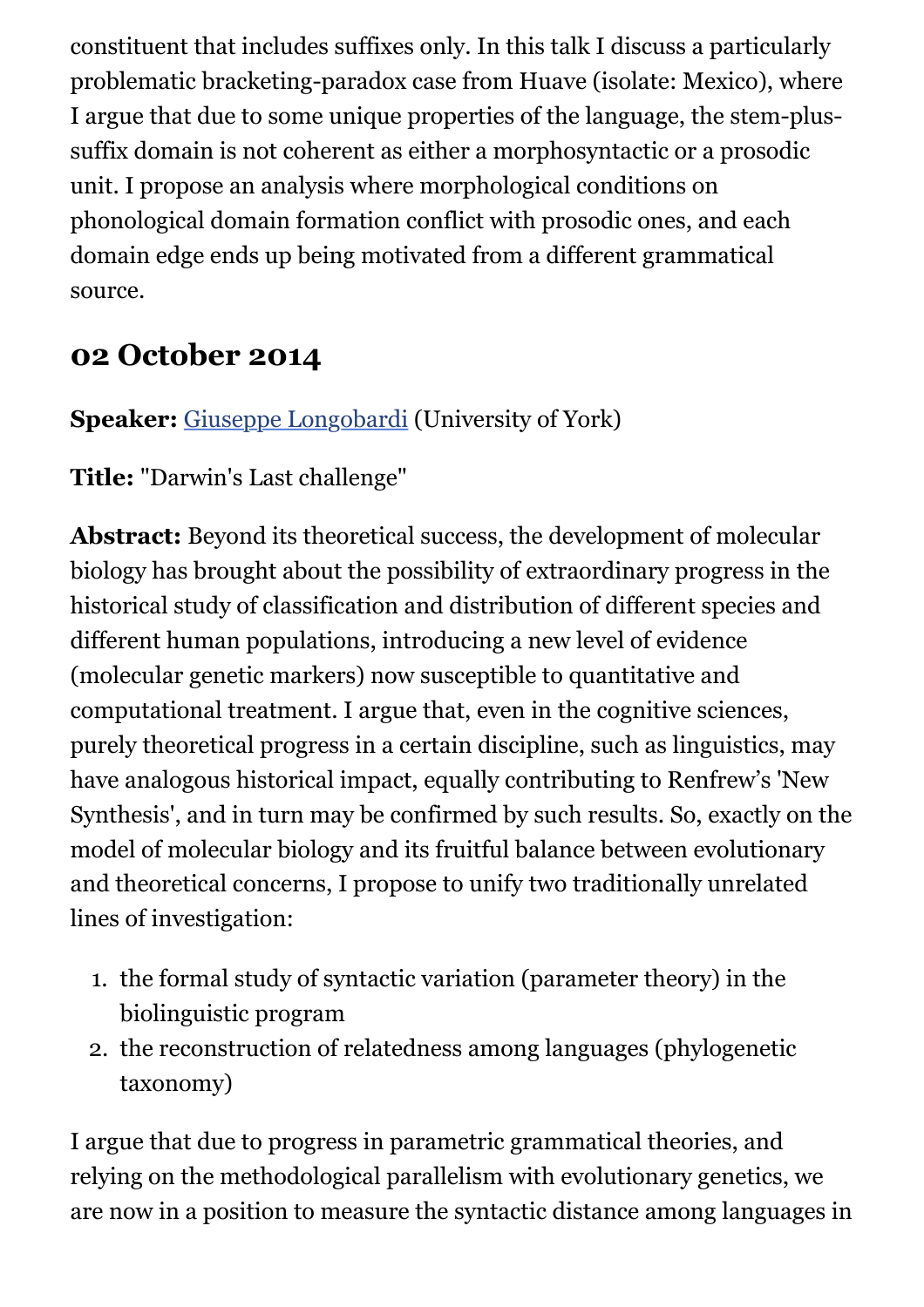constituent that includes suffixes only. In this talk I discuss a particularly problematic bracketing-paradox case from Huave (isolate: Mexico), where I argue that due to some unique properties of the language, the stem-plus-suffix domain is not coherent as either a morphosyntactic or a prosodic unit. I propose an analysis where morphological conditions on phonological domain formation conflict with prosodic ones, and each domain edge ends up being motivated from a different grammatical source.

## 02 October 2014

**Speaker:** [Giuseppe Longobardi](Giuseppe Longobardi) (University of York)

**Title:** "Darwin's Last challenge"

**Abstract:** Beyond its theoretical success, the development of molecular biology has brought about the possibility of extraordinary progress in the historical study of classification and distribution of different species and different human populations, introducing a new level of evidence (molecular genetic markers) now susceptible to quantitative and computational treatment. I argue that, even in the cognitive sciences, purely theoretical progress in a certain discipline, such as linguistics, may have analogous historical impact, equally contributing to Renfrew's 'New Synthesis', and in turn may be confirmed by such results. So, exactly on the model of molecular biology and its fruitful balance between evolutionary and theoretical concerns, I propose to unify two traditionally unrelated lines of investigation:

1. the formal study of syntactic variation (parameter theory) in the biolinguistic program
2. the reconstruction of relatedness among languages (phylogenetic taxonomy)

I argue that due to progress in parametric grammatical theories, and relying on the methodological parallelism with evolutionary genetics, we are now in a position to measure the syntactic distance among languages in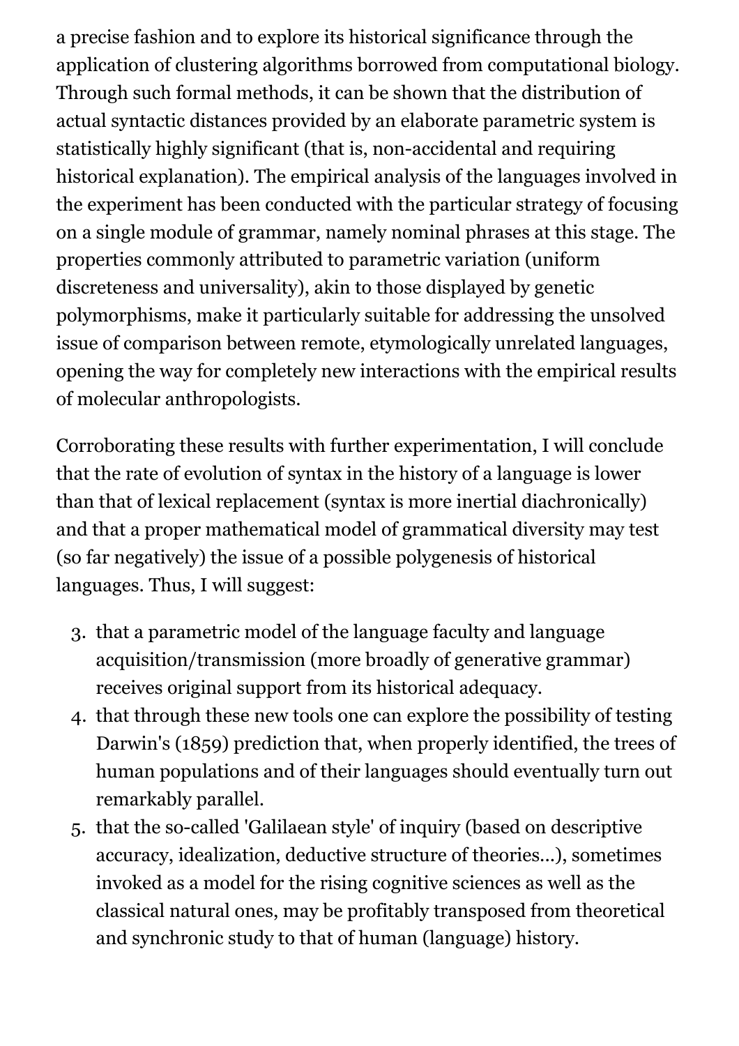a precise fashion and to explore its historical significance through the application of clustering algorithms borrowed from computational biology. Through such formal methods, it can be shown that the distribution of actual syntactic distances provided by an elaborate parametric system is statistically highly significant (that is, non-accidental and requiring historical explanation). The empirical analysis of the languages involved in the experiment has been conducted with the particular strategy of focusing on a single module of grammar, namely nominal phrases at this stage. The properties commonly attributed to parametric variation (uniform discreteness and universality), akin to those displayed by genetic polymorphisms, make it particularly suitable for addressing the unsolved issue of comparison between remote, etymologically unrelated languages, opening the way for completely new interactions with the empirical results of molecular anthropologists.

Corroborating these results with further experimentation, I will conclude that the rate of evolution of syntax in the history of a language is lower than that of lexical replacement (syntax is more inertial diachronically) and that a proper mathematical model of grammatical diversity may test (so far negatively) the issue of a possible polygenesis of historical languages. Thus, I will suggest:

3. that a parametric model of the language faculty and language acquisition/transmission (more broadly of generative grammar) receives original support from its historical adequacy.
4. that through these new tools one can explore the possibility of testing Darwin's (1859) prediction that, when properly identified, the trees of human populations and of their languages should eventually turn out remarkably parallel.
5. that the so-called 'Galilaean style' of inquiry (based on descriptive accuracy, idealization, deductive structure of theories...), sometimes invoked as a model for the rising cognitive sciences as well as the classical natural ones, may be profitably transposed from theoretical and synchronic study to that of human (language) history.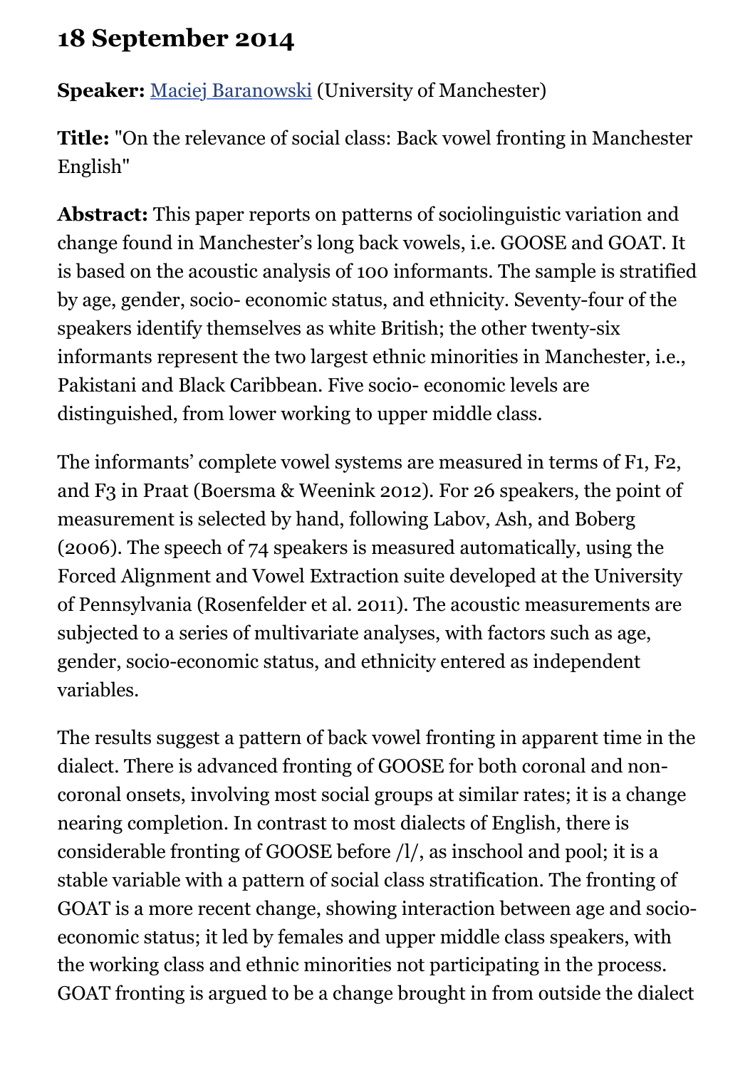## 18 September 2014

**Speaker:** Maciej Baranowski (University of Manchester)

**Title:** "On the relevance of social class: Back vowel fronting in Manchester English"

**Abstract:** This paper reports on patterns of sociolinguistic variation and change found in Manchester's long back vowels, i.e. GOOSE and GOAT. It is based on the acoustic analysis of 100 informants. The sample is stratified by age, gender, socio- economic status, and ethnicity. Seventy-four of the speakers identify themselves as white British; the other twenty-six informants represent the two largest ethnic minorities in Manchester, i.e., Pakistani and Black Caribbean. Five socio- economic levels are distinguished, from lower working to upper middle class.

The informants' complete vowel systems are measured in terms of F1, F2, and F3 in Praat (Boersma & Weenink 2012). For 26 speakers, the point of measurement is selected by hand, following Labov, Ash, and Boberg (2006). The speech of 74 speakers is measured automatically, using the Forced Alignment and Vowel Extraction suite developed at the University of Pennsylvania (Rosenfelder et al. 2011). The acoustic measurements are subjected to a series of multivariate analyses, with factors such as age, gender, socio-economic status, and ethnicity entered as independent variables.

The results suggest a pattern of back vowel fronting in apparent time in the dialect. There is advanced fronting of GOOSE for both coronal and non-coronal onsets, involving most social groups at similar rates; it is a change nearing completion. In contrast to most dialects of English, there is considerable fronting of GOOSE before /l/, as inschool and pool; it is a stable variable with a pattern of social class stratification. The fronting of GOAT is a more recent change, showing interaction between age and socio-economic status; it led by females and upper middle class speakers, with the working class and ethnic minorities not participating in the process. GOAT fronting is argued to be a change brought in from outside the dialect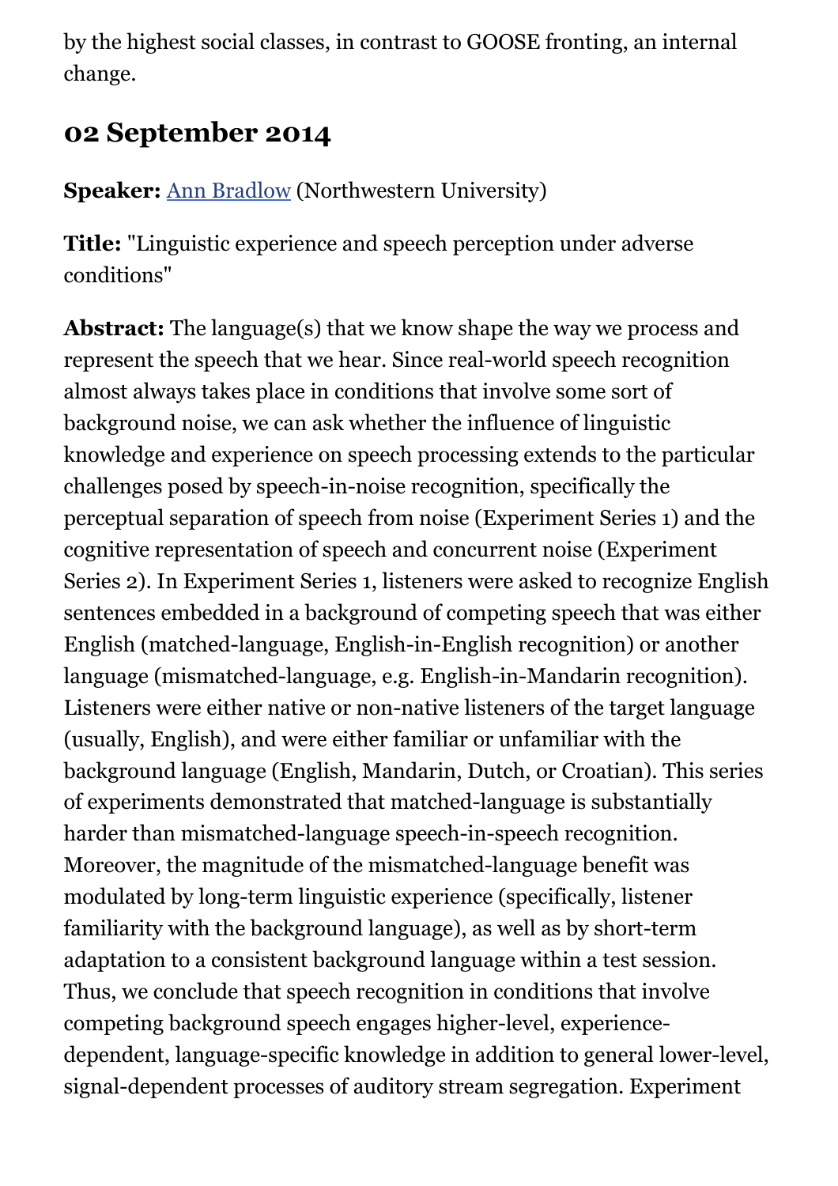by the highest social classes, in contrast to GOOSE fronting, an internal change.

## 02 September 2014

**Speaker:** Ann Bradlow (Northwestern University)

**Title:** "Linguistic experience and speech perception under adverse conditions"

**Abstract:** The language(s) that we know shape the way we process and represent the speech that we hear. Since real-world speech recognition almost always takes place in conditions that involve some sort of background noise, we can ask whether the influence of linguistic knowledge and experience on speech processing extends to the particular challenges posed by speech-in-noise recognition, specifically the perceptual separation of speech from noise (Experiment Series 1) and the cognitive representation of speech and concurrent noise (Experiment Series 2). In Experiment Series 1, listeners were asked to recognize English sentences embedded in a background of competing speech that was either English (matched-language, English-in-English recognition) or another language (mismatched-language, e.g. English-in-Mandarin recognition). Listeners were either native or non-native listeners of the target language (usually, English), and were either familiar or unfamiliar with the background language (English, Mandarin, Dutch, or Croatian). This series of experiments demonstrated that matched-language is substantially harder than mismatched-language speech-in-speech recognition. Moreover, the magnitude of the mismatched-language benefit was modulated by long-term linguistic experience (specifically, listener familiarity with the background language), as well as by short-term adaptation to a consistent background language within a test session. Thus, we conclude that speech recognition in conditions that involve competing background speech engages higher-level, experience-dependent, language-specific knowledge in addition to general lower-level, signal-dependent processes of auditory stream segregation. Experiment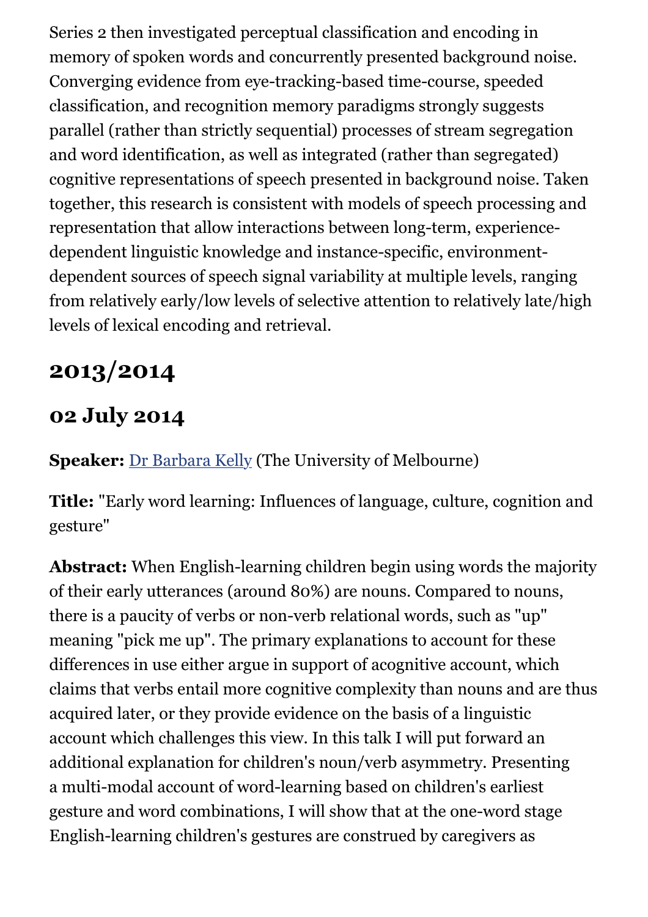Series 2 then investigated perceptual classification and encoding in memory of spoken words and concurrently presented background noise. Converging evidence from eye-tracking-based time-course, speeded classification, and recognition memory paradigms strongly suggests parallel (rather than strictly sequential) processes of stream segregation and word identification, as well as integrated (rather than segregated) cognitive representations of speech presented in background noise. Taken together, this research is consistent with models of speech processing and representation that allow interactions between long-term, experience-dependent linguistic knowledge and instance-specific, environment-dependent sources of speech signal variability at multiple levels, ranging from relatively early/low levels of selective attention to relatively late/high levels of lexical encoding and retrieval.

## 2013/2014

### 02 July 2014

**Speaker:** Dr Barbara Kelly (The University of Melbourne)

**Title:** "Early word learning: Influences of language, culture, cognition and gesture"

**Abstract:** When English-learning children begin using words the majority of their early utterances (around 80%) are nouns. Compared to nouns, there is a paucity of verbs or non-verb relational words, such as "up" meaning "pick me up". The primary explanations to account for these differences in use either argue in support of acognitive account, which claims that verbs entail more cognitive complexity than nouns and are thus acquired later, or they provide evidence on the basis of a linguistic account which challenges this view. In this talk I will put forward an additional explanation for children's noun/verb asymmetry. Presenting a multi-modal account of word-learning based on children's earliest gesture and word combinations, I will show that at the one-word stage English-learning children's gestures are construed by caregivers as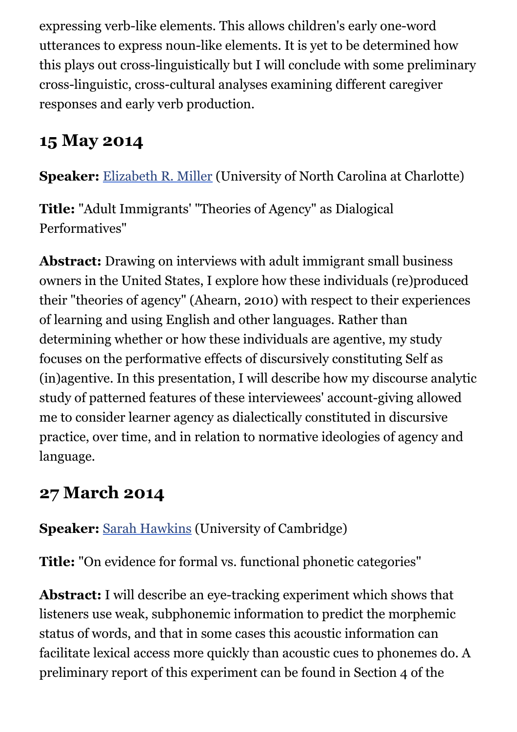expressing verb-like elements. This allows children's early one-word utterances to express noun-like elements. It is yet to be determined how this plays out cross-linguistically but I will conclude with some preliminary cross-linguistic, cross-cultural analyses examining different caregiver responses and early verb production.

## 15 May 2014

**Speaker:** Elizabeth R. Miller (University of North Carolina at Charlotte)

**Title:** "Adult Immigrants' "Theories of Agency" as Dialogical Performatives"

**Abstract:** Drawing on interviews with adult immigrant small business owners in the United States, I explore how these individuals (re)produced their "theories of agency" (Ahearn, 2010) with respect to their experiences of learning and using English and other languages. Rather than determining whether or how these individuals are agentive, my study focuses on the performative effects of discursively constituting Self as (in)agentive. In this presentation, I will describe how my discourse analytic study of patterned features of these interviewees' account-giving allowed me to consider learner agency as dialectically constituted in discursive practice, over time, and in relation to normative ideologies of agency and language.

## 27 March 2014

**Speaker:** Sarah Hawkins (University of Cambridge)

**Title:** "On evidence for formal vs. functional phonetic categories"

**Abstract:** I will describe an eye-tracking experiment which shows that listeners use weak, subphonemic information to predict the morphemic status of words, and that in some cases this acoustic information can facilitate lexical access more quickly than acoustic cues to phonemes do. A preliminary report of this experiment can be found in Section 4 of the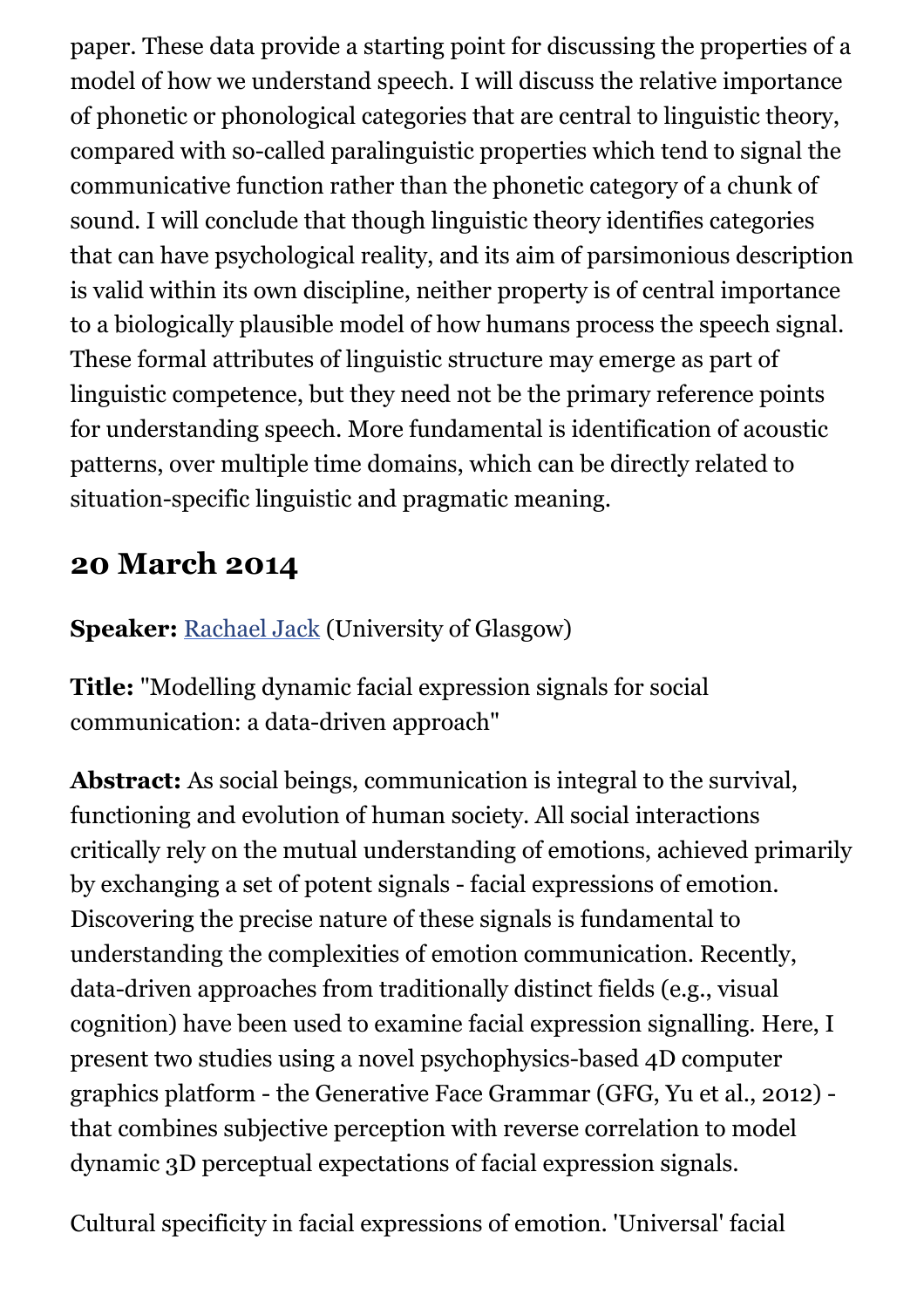paper. These data provide a starting point for discussing the properties of a model of how we understand speech. I will discuss the relative importance of phonetic or phonological categories that are central to linguistic theory, compared with so-called paralinguistic properties which tend to signal the communicative function rather than the phonetic category of a chunk of sound. I will conclude that though linguistic theory identifies categories that can have psychological reality, and its aim of parsimonious description is valid within its own discipline, neither property is of central importance to a biologically plausible model of how humans process the speech signal. These formal attributes of linguistic structure may emerge as part of linguistic competence, but they need not be the primary reference points for understanding speech. More fundamental is identification of acoustic patterns, over multiple time domains, which can be directly related to situation-specific linguistic and pragmatic meaning.

## 20 March 2014

**Speaker:** Rachael Jack (University of Glasgow)

**Title:** "Modelling dynamic facial expression signals for social communication: a data-driven approach"

**Abstract:** As social beings, communication is integral to the survival, functioning and evolution of human society. All social interactions critically rely on the mutual understanding of emotions, achieved primarily by exchanging a set of potent signals - facial expressions of emotion. Discovering the precise nature of these signals is fundamental to understanding the complexities of emotion communication. Recently, data-driven approaches from traditionally distinct fields (e.g., visual cognition) have been used to examine facial expression signalling. Here, I present two studies using a novel psychophysics-based 4D computer graphics platform - the Generative Face Grammar (GFG, Yu et al., 2012) - that combines subjective perception with reverse correlation to model dynamic 3D perceptual expectations of facial expression signals.

Cultural specificity in facial expressions of emotion. 'Universal' facial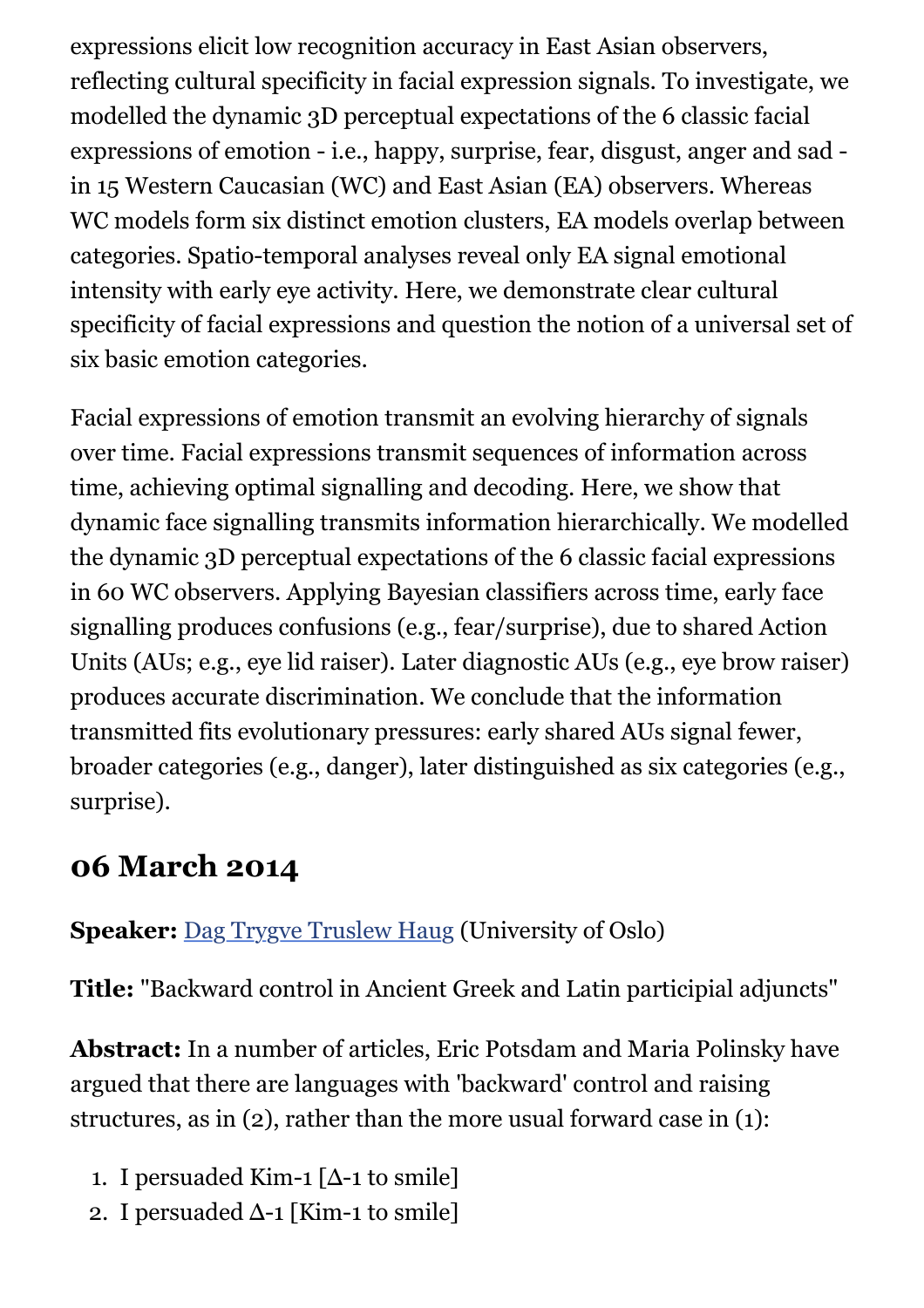expressions elicit low recognition accuracy in East Asian observers, reflecting cultural specificity in facial expression signals. To investigate, we modelled the dynamic 3D perceptual expectations of the 6 classic facial expressions of emotion - i.e., happy, surprise, fear, disgust, anger and sad - in 15 Western Caucasian (WC) and East Asian (EA) observers. Whereas WC models form six distinct emotion clusters, EA models overlap between categories. Spatio-temporal analyses reveal only EA signal emotional intensity with early eye activity. Here, we demonstrate clear cultural specificity of facial expressions and question the notion of a universal set of six basic emotion categories.

Facial expressions of emotion transmit an evolving hierarchy of signals over time. Facial expressions transmit sequences of information across time, achieving optimal signalling and decoding. Here, we show that dynamic face signalling transmits information hierarchically. We modelled the dynamic 3D perceptual expectations of the 6 classic facial expressions in 60 WC observers. Applying Bayesian classifiers across time, early face signalling produces confusions (e.g., fear/surprise), due to shared Action Units (AUs; e.g., eye lid raiser). Later diagnostic AUs (e.g., eye brow raiser) produces accurate discrimination. We conclude that the information transmitted fits evolutionary pressures: early shared AUs signal fewer, broader categories (e.g., danger), later distinguished as six categories (e.g., surprise).

## 06 March 2014

**Speaker:** Dag Trygve Truslew Haug (University of Oslo)

**Title:** "Backward control in Ancient Greek and Latin participial adjuncts"

**Abstract:** In a number of articles, Eric Potsdam and Maria Polinsky have argued that there are languages with 'backward' control and raising structures, as in (2), rather than the more usual forward case in (1):

1. I persuaded Kim-1 [Δ-1 to smile]
2. I persuaded Δ-1 [Kim-1 to smile]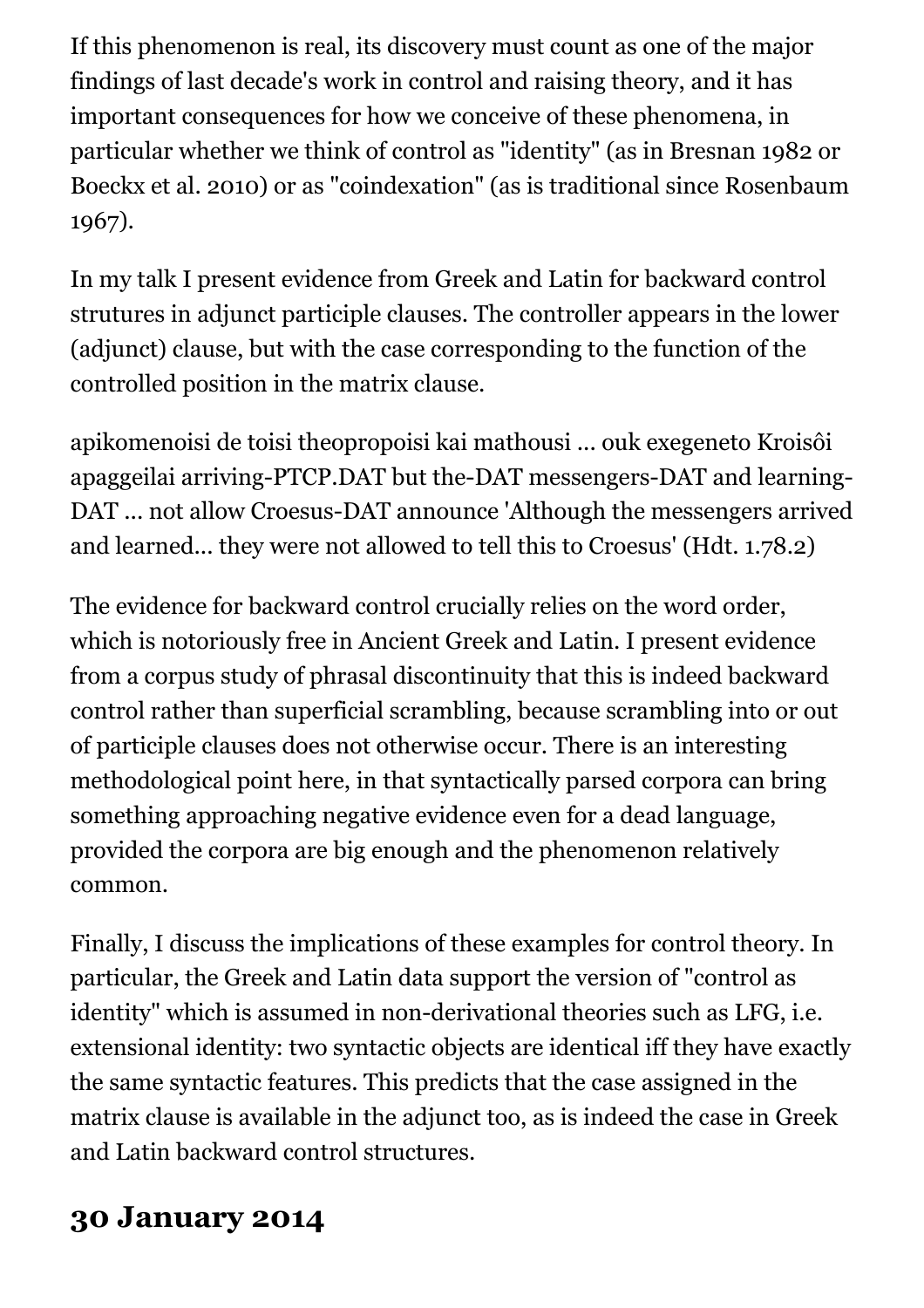If this phenomenon is real, its discovery must count as one of the major findings of last decade's work in control and raising theory, and it has important consequences for how we conceive of these phenomena, in particular whether we think of control as "identity" (as in Bresnan 1982 or Boeckx et al. 2010) or as "coindexation" (as is traditional since Rosenbaum 1967).

In my talk I present evidence from Greek and Latin for backward control strutures in adjunct participle clauses. The controller appears in the lower (adjunct) clause, but with the case corresponding to the function of the controlled position in the matrix clause.

apikomenoisi de toisi theopropoisi kai mathousi ... ouk exegeneto Kroisôi apaggeilai arriving-PTCP.DAT but the-DAT messengers-DAT and learning-DAT ... not allow Croesus-DAT announce 'Although the messengers arrived and learned... they were not allowed to tell this to Croesus' (Hdt. 1.78.2)

The evidence for backward control crucially relies on the word order, which is notoriously free in Ancient Greek and Latin. I present evidence from a corpus study of phrasal discontinuity that this is indeed backward control rather than superficial scrambling, because scrambling into or out of participle clauses does not otherwise occur. There is an interesting methodological point here, in that syntactically parsed corpora can bring something approaching negative evidence even for a dead language, provided the corpora are big enough and the phenomenon relatively common.

Finally, I discuss the implications of these examples for control theory. In particular, the Greek and Latin data support the version of "control as identity" which is assumed in non-derivational theories such as LFG, i.e. extensional identity: two syntactic objects are identical iff they have exactly the same syntactic features. This predicts that the case assigned in the matrix clause is available in the adjunct too, as is indeed the case in Greek and Latin backward control structures.

## 30 January 2014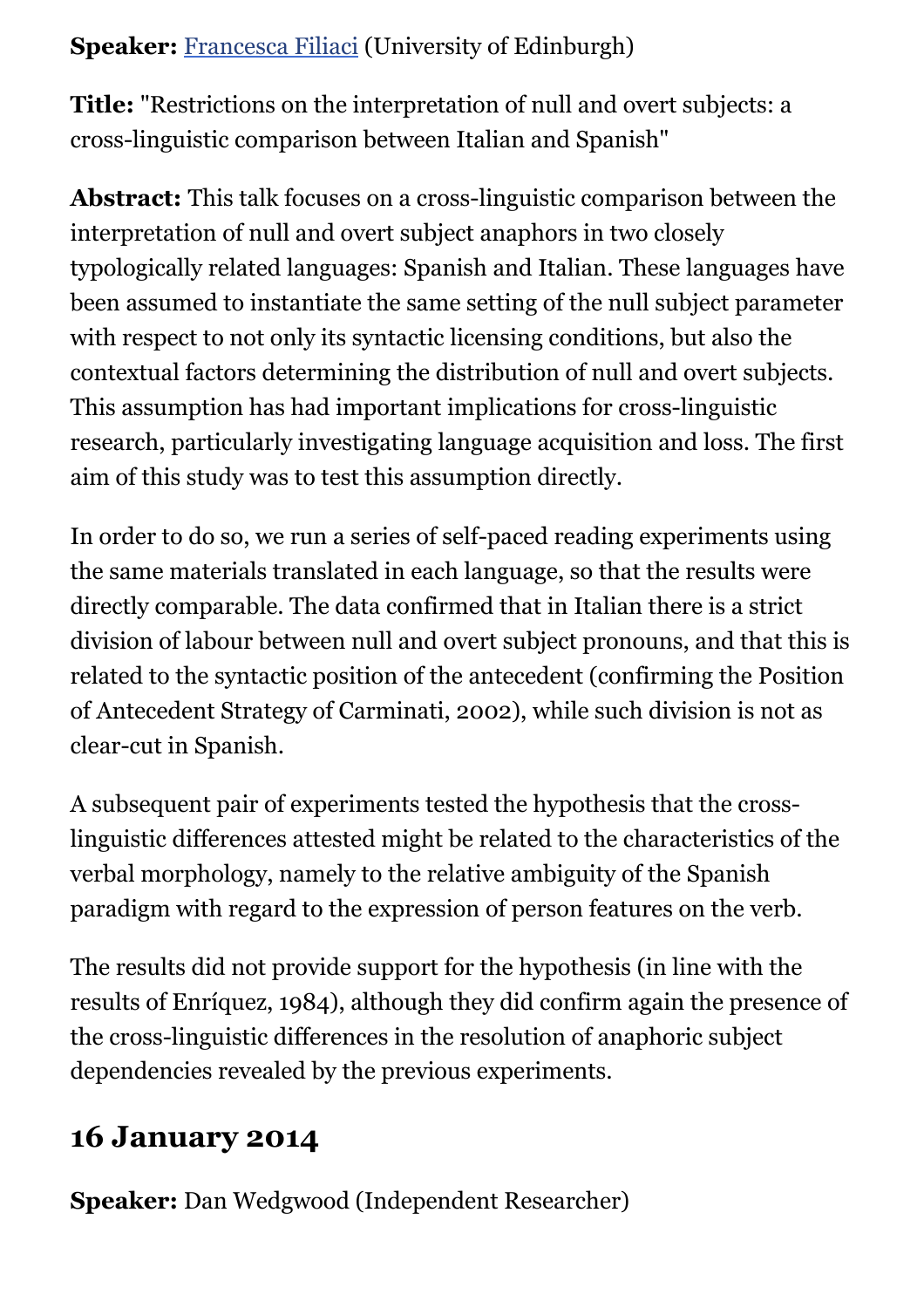**Speaker:** [Francesca Filiaci](#) (University of Edinburgh)

**Title:** "Restrictions on the interpretation of null and overt subjects: a cross-linguistic comparison between Italian and Spanish"

**Abstract:** This talk focuses on a cross-linguistic comparison between the interpretation of null and overt subject anaphors in two closely typologically related languages: Spanish and Italian. These languages have been assumed to instantiate the same setting of the null subject parameter with respect to not only its syntactic licensing conditions, but also the contextual factors determining the distribution of null and overt subjects. This assumption has had important implications for cross-linguistic research, particularly investigating language acquisition and loss. The first aim of this study was to test this assumption directly.

In order to do so, we run a series of self-paced reading experiments using the same materials translated in each language, so that the results were directly comparable. The data confirmed that in Italian there is a strict division of labour between null and overt subject pronouns, and that this is related to the syntactic position of the antecedent (confirming the Position of Antecedent Strategy of Carminati, 2002), while such division is not as clear-cut in Spanish.

A subsequent pair of experiments tested the hypothesis that the cross-linguistic differences attested might be related to the characteristics of the verbal morphology, namely to the relative ambiguity of the Spanish paradigm with regard to the expression of person features on the verb.

The results did not provide support for the hypothesis (in line with the results of Enríquez, 1984), although they did confirm again the presence of the cross-linguistic differences in the resolution of anaphoric subject dependencies revealed by the previous experiments.

## 16 January 2014

**Speaker:** Dan Wedgwood (Independent Researcher)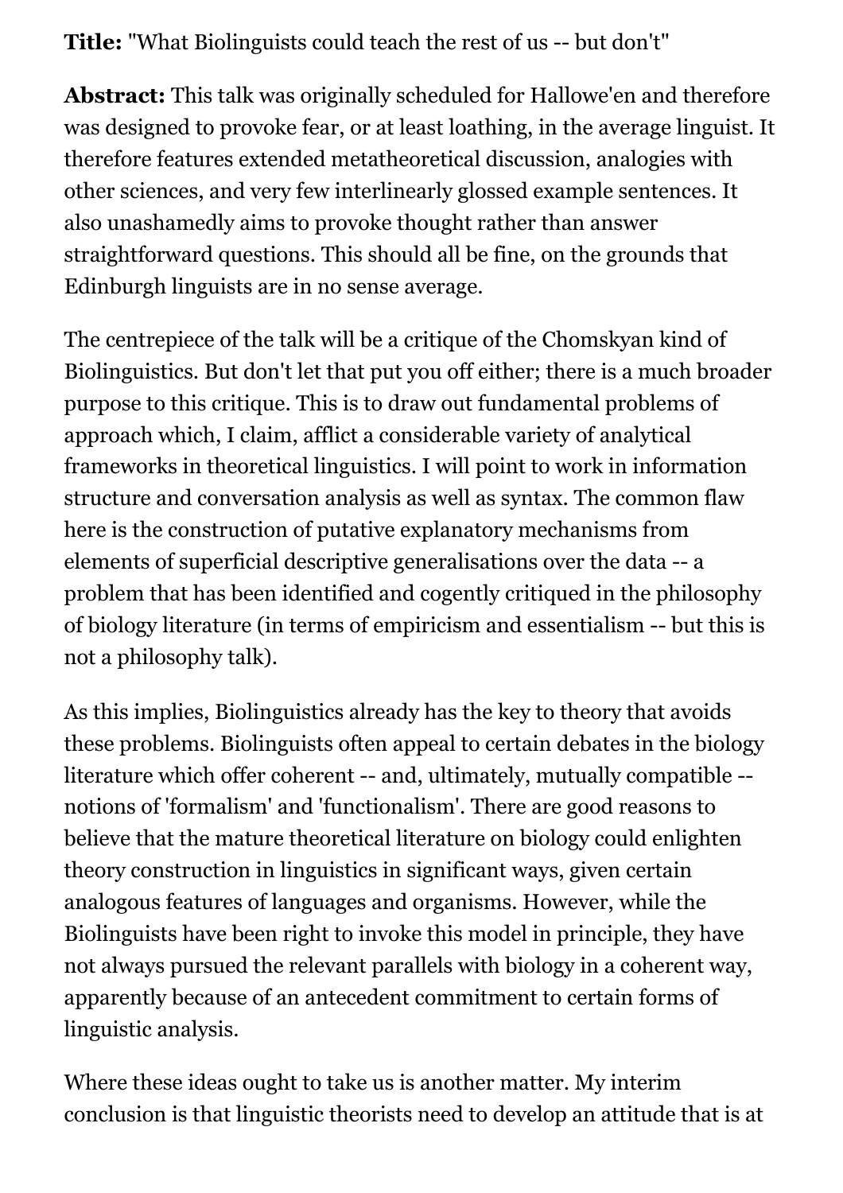**Title:** "What Biolinguists could teach the rest of us -- but don't"

**Abstract:** This talk was originally scheduled for Hallowe'en and therefore was designed to provoke fear, or at least loathing, in the average linguist. It therefore features extended metatheoretical discussion, analogies with other sciences, and very few interlinearly glossed example sentences. It also unashamedly aims to provoke thought rather than answer straightforward questions. This should all be fine, on the grounds that Edinburgh linguists are in no sense average.

The centrepiece of the talk will be a critique of the Chomskyan kind of Biolinguistics. But don't let that put you off either; there is a much broader purpose to this critique. This is to draw out fundamental problems of approach which, I claim, afflict a considerable variety of analytical frameworks in theoretical linguistics. I will point to work in information structure and conversation analysis as well as syntax. The common flaw here is the construction of putative explanatory mechanisms from elements of superficial descriptive generalisations over the data -- a problem that has been identified and cogently critiqued in the philosophy of biology literature (in terms of empiricism and essentialism -- but this is not a philosophy talk).

As this implies, Biolinguistics already has the key to theory that avoids these problems. Biolinguists often appeal to certain debates in the biology literature which offer coherent -- and, ultimately, mutually compatible -- notions of 'formalism' and 'functionalism'. There are good reasons to believe that the mature theoretical literature on biology could enlighten theory construction in linguistics in significant ways, given certain analogous features of languages and organisms. However, while the Biolinguists have been right to invoke this model in principle, they have not always pursued the relevant parallels with biology in a coherent way, apparently because of an antecedent commitment to certain forms of linguistic analysis.

Where these ideas ought to take us is another matter. My interim conclusion is that linguistic theorists need to develop an attitude that is at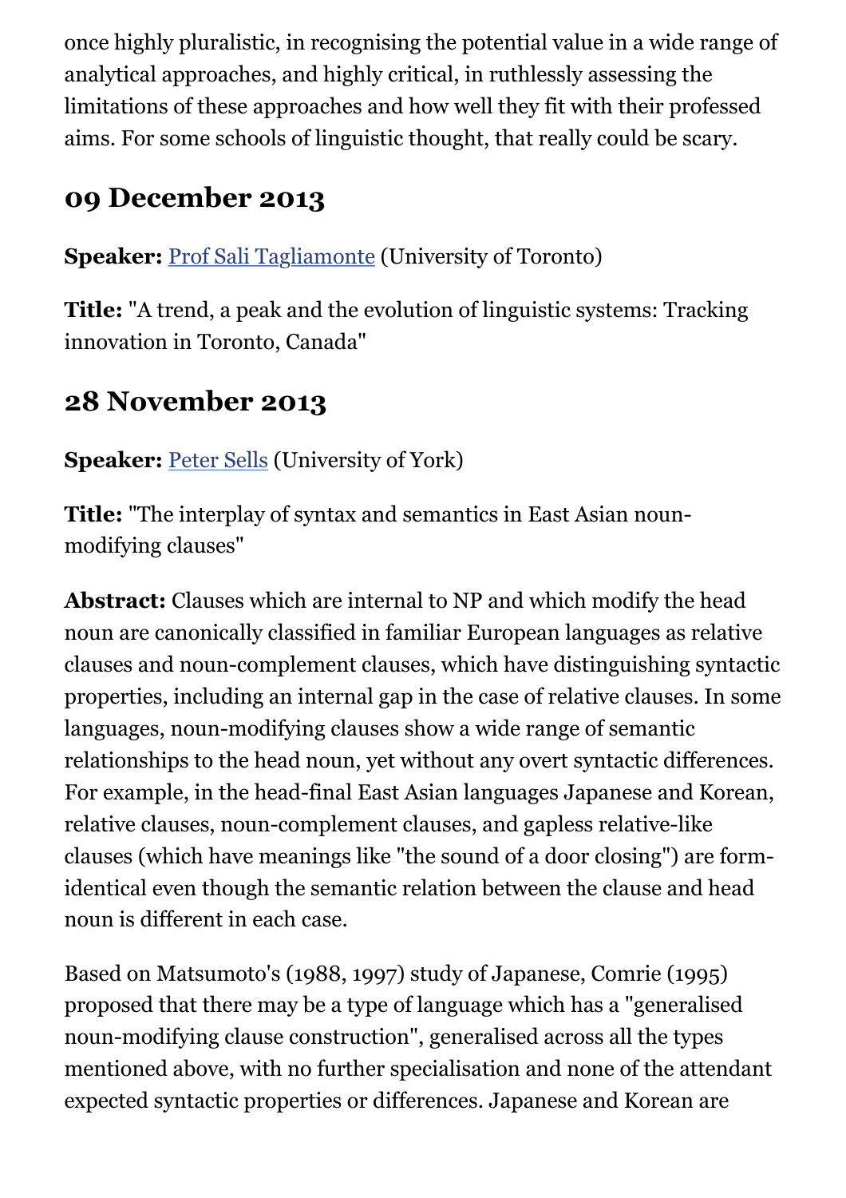once highly pluralistic, in recognising the potential value in a wide range of analytical approaches, and highly critical, in ruthlessly assessing the limitations of these approaches and how well they fit with their professed aims. For some schools of linguistic thought, that really could be scary.

## 09 December 2013

**Speaker:** Prof Sali Tagliamonte (University of Toronto)

**Title:** "A trend, a peak and the evolution of linguistic systems: Tracking innovation in Toronto, Canada"

## 28 November 2013

**Speaker:** Peter Sells (University of York)

**Title:** "The interplay of syntax and semantics in East Asian noun-modifying clauses"

**Abstract:** Clauses which are internal to NP and which modify the head noun are canonically classified in familiar European languages as relative clauses and noun-complement clauses, which have distinguishing syntactic properties, including an internal gap in the case of relative clauses. In some languages, noun-modifying clauses show a wide range of semantic relationships to the head noun, yet without any overt syntactic differences. For example, in the head-final East Asian languages Japanese and Korean, relative clauses, noun-complement clauses, and gapless relative-like clauses (which have meanings like "the sound of a door closing") are form-identical even though the semantic relation between the clause and head noun is different in each case.

Based on Matsumoto's (1988, 1997) study of Japanese, Comrie (1995) proposed that there may be a type of language which has a "generalised noun-modifying clause construction", generalised across all the types mentioned above, with no further specialisation and none of the attendant expected syntactic properties or differences. Japanese and Korean are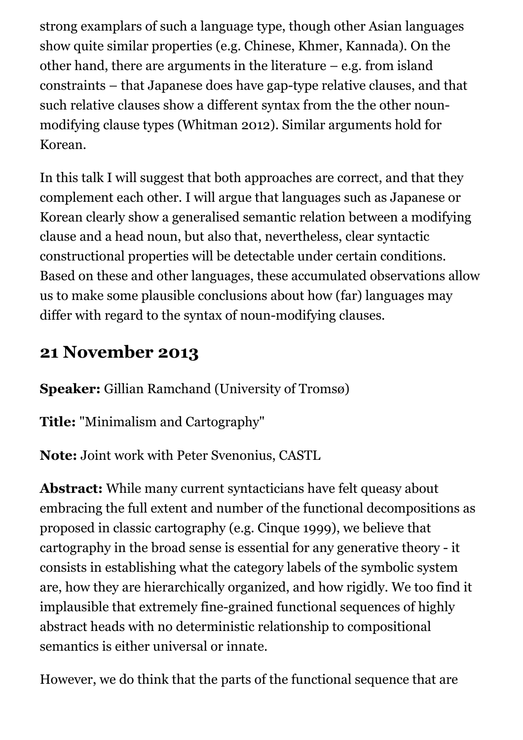strong examplars of such a language type, though other Asian languages show quite similar properties (e.g. Chinese, Khmer, Kannada). On the other hand, there are arguments in the literature – e.g. from island constraints – that Japanese does have gap-type relative clauses, and that such relative clauses show a different syntax from the the other noun-modifying clause types (Whitman 2012). Similar arguments hold for Korean.

In this talk I will suggest that both approaches are correct, and that they complement each other. I will argue that languages such as Japanese or Korean clearly show a generalised semantic relation between a modifying clause and a head noun, but also that, nevertheless, clear syntactic constructional properties will be detectable under certain conditions. Based on these and other languages, these accumulated observations allow us to make some plausible conclusions about how (far) languages may differ with regard to the syntax of noun-modifying clauses.

## 21 November 2013

**Speaker:** Gillian Ramchand (University of Tromsø)

**Title:** "Minimalism and Cartography"

**Note:** Joint work with Peter Svenonius, CASTL

**Abstract:** While many current syntacticians have felt queasy about embracing the full extent and number of the functional decompositions as proposed in classic cartography (e.g. Cinque 1999), we believe that cartography in the broad sense is essential for any generative theory - it consists in establishing what the category labels of the symbolic system are, how they are hierarchically organized, and how rigidly. We too find it implausible that extremely fine-grained functional sequences of highly abstract heads with no deterministic relationship to compositional semantics is either universal or innate.

However, we do think that the parts of the functional sequence that are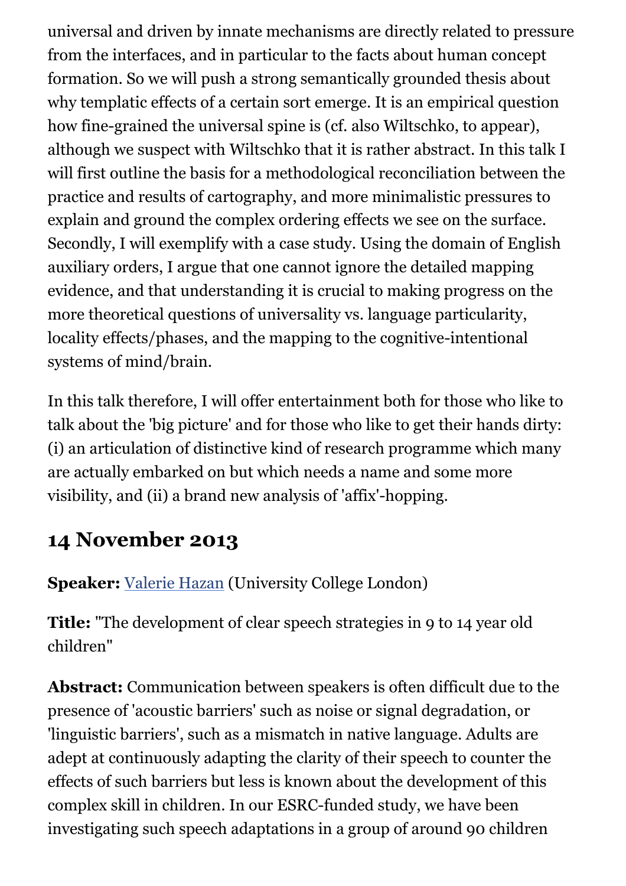universal and driven by innate mechanisms are directly related to pressure from the interfaces, and in particular to the facts about human concept formation. So we will push a strong semantically grounded thesis about why templatic effects of a certain sort emerge. It is an empirical question how fine-grained the universal spine is (cf. also Wiltschko, to appear), although we suspect with Wiltschko that it is rather abstract. In this talk I will first outline the basis for a methodological reconciliation between the practice and results of cartography, and more minimalistic pressures to explain and ground the complex ordering effects we see on the surface. Secondly, I will exemplify with a case study. Using the domain of English auxiliary orders, I argue that one cannot ignore the detailed mapping evidence, and that understanding it is crucial to making progress on the more theoretical questions of universality vs. language particularity, locality effects/phases, and the mapping to the cognitive-intentional systems of mind/brain.

In this talk therefore, I will offer entertainment both for those who like to talk about the 'big picture' and for those who like to get their hands dirty: (i) an articulation of distinctive kind of research programme which many are actually embarked on but which needs a name and some more visibility, and (ii) a brand new analysis of 'affix'-hopping.

## 14 November 2013

**Speaker:** Valerie Hazan (University College London)

**Title:** "The development of clear speech strategies in 9 to 14 year old children"

**Abstract:** Communication between speakers is often difficult due to the presence of 'acoustic barriers' such as noise or signal degradation, or 'linguistic barriers', such as a mismatch in native language. Adults are adept at continuously adapting the clarity of their speech to counter the effects of such barriers but less is known about the development of this complex skill in children. In our ESRC-funded study, we have been investigating such speech adaptations in a group of around 90 children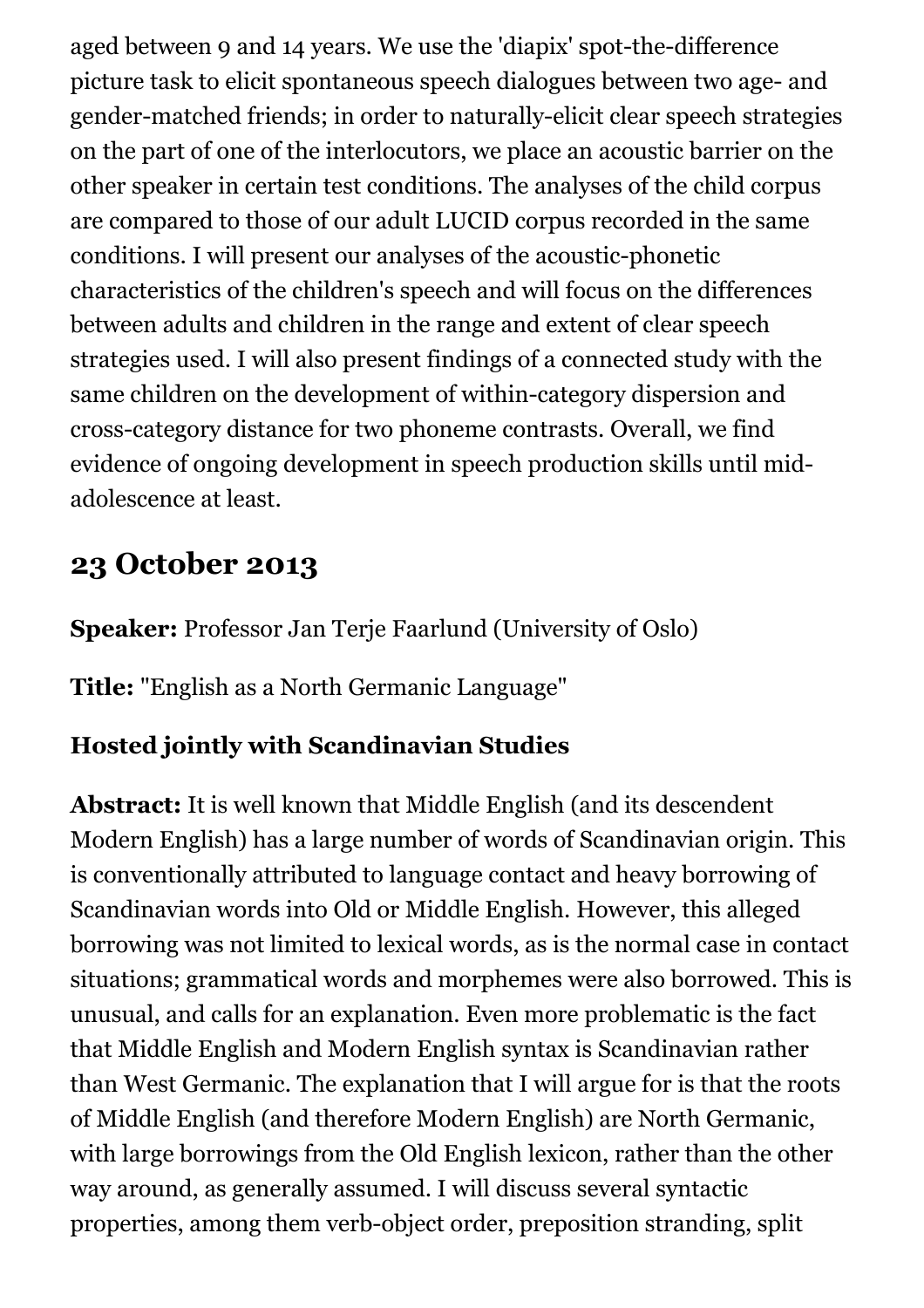aged between 9 and 14 years. We use the 'diapix' spot-the-difference picture task to elicit spontaneous speech dialogues between two age- and gender-matched friends; in order to naturally-elicit clear speech strategies on the part of one of the interlocutors, we place an acoustic barrier on the other speaker in certain test conditions. The analyses of the child corpus are compared to those of our adult LUCID corpus recorded in the same conditions. I will present our analyses of the acoustic-phonetic characteristics of the children's speech and will focus on the differences between adults and children in the range and extent of clear speech strategies used. I will also present findings of a connected study with the same children on the development of within-category dispersion and cross-category distance for two phoneme contrasts. Overall, we find evidence of ongoing development in speech production skills until mid-adolescence at least.

## 23 October 2013

**Speaker:** Professor Jan Terje Faarlund (University of Oslo)

**Title:** "English as a North Germanic Language"

### Hosted jointly with Scandinavian Studies

**Abstract:** It is well known that Middle English (and its descendent Modern English) has a large number of words of Scandinavian origin. This is conventionally attributed to language contact and heavy borrowing of Scandinavian words into Old or Middle English. However, this alleged borrowing was not limited to lexical words, as is the normal case in contact situations; grammatical words and morphemes were also borrowed. This is unusual, and calls for an explanation. Even more problematic is the fact that Middle English and Modern English syntax is Scandinavian rather than West Germanic. The explanation that I will argue for is that the roots of Middle English (and therefore Modern English) are North Germanic, with large borrowings from the Old English lexicon, rather than the other way around, as generally assumed. I will discuss several syntactic properties, among them verb-object order, preposition stranding, split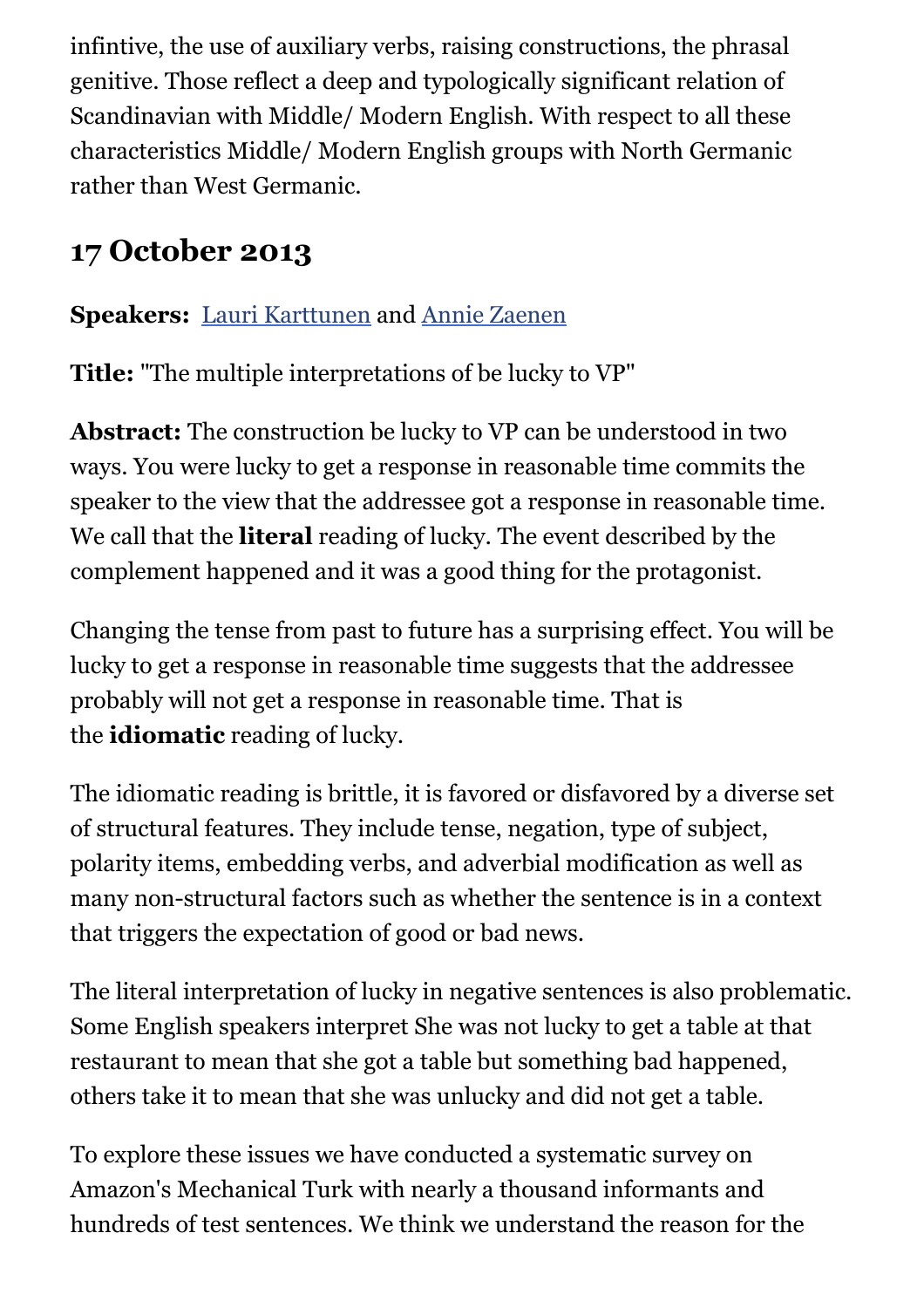infintive, the use of auxiliary verbs, raising constructions, the phrasal genitive. Those reflect a deep and typologically significant relation of Scandinavian with Middle/ Modern English. With respect to all these characteristics Middle/ Modern English groups with North Germanic rather than West Germanic.

## 17 October 2013

**Speakers:** Lauri Karttunen and Annie Zaenen

**Title:** "The multiple interpretations of be lucky to VP"

**Abstract:** The construction be lucky to VP can be understood in two ways. You were lucky to get a response in reasonable time commits the speaker to the view that the addressee got a response in reasonable time. We call that the **literal** reading of lucky. The event described by the complement happened and it was a good thing for the protagonist.

Changing the tense from past to future has a surprising effect. You will be lucky to get a response in reasonable time suggests that the addressee probably will not get a response in reasonable time. That is the **idiomatic** reading of lucky.

The idiomatic reading is brittle, it is favored or disfavored by a diverse set of structural features. They include tense, negation, type of subject, polarity items, embedding verbs, and adverbial modification as well as many non-structural factors such as whether the sentence is in a context that triggers the expectation of good or bad news.

The literal interpretation of lucky in negative sentences is also problematic. Some English speakers interpret She was not lucky to get a table at that restaurant to mean that she got a table but something bad happened, others take it to mean that she was unlucky and did not get a table.

To explore these issues we have conducted a systematic survey on Amazon's Mechanical Turk with nearly a thousand informants and hundreds of test sentences. We think we understand the reason for the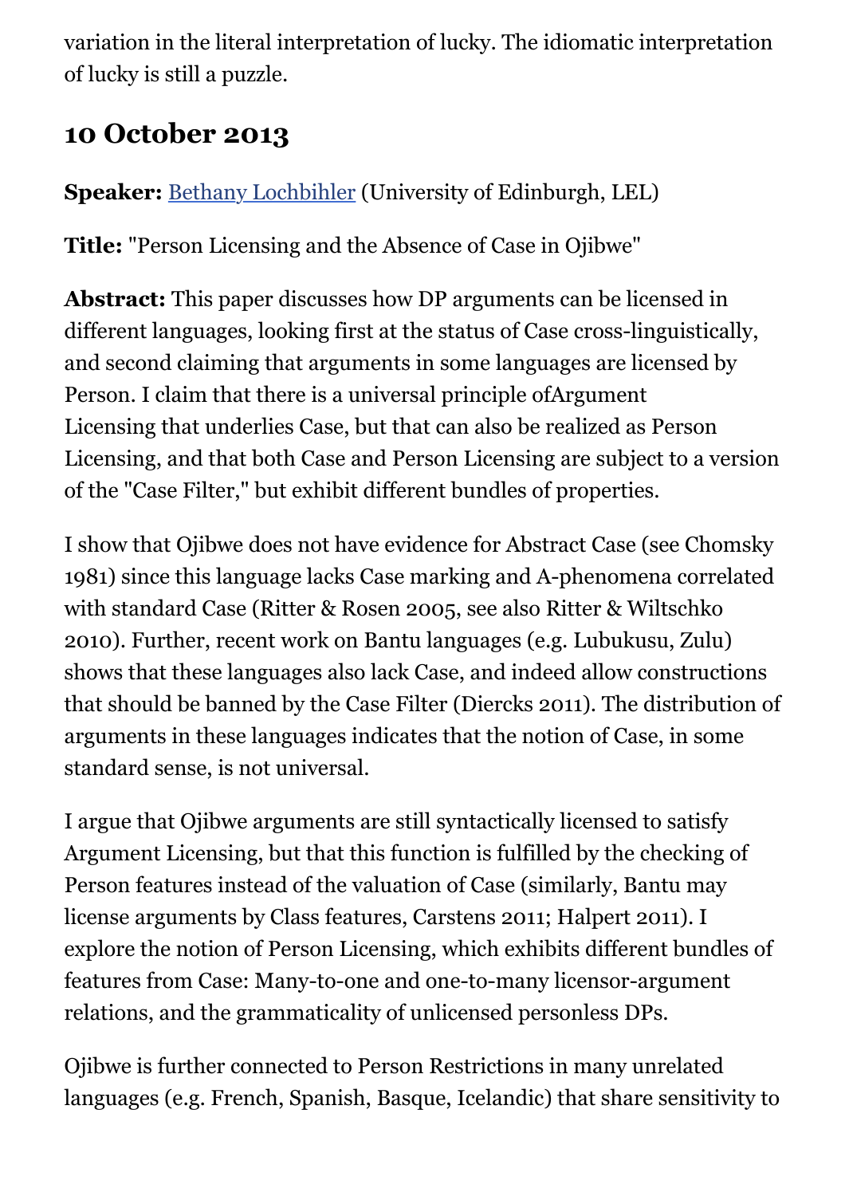variation in the literal interpretation of lucky. The idiomatic interpretation of lucky is still a puzzle.

## 10 October 2013

**Speaker:** Bethany Lochbihler (University of Edinburgh, LEL)

**Title:** "Person Licensing and the Absence of Case in Ojibwe"

**Abstract:** This paper discusses how DP arguments can be licensed in different languages, looking first at the status of Case cross-linguistically, and second claiming that arguments in some languages are licensed by Person. I claim that there is a universal principle ofArgument Licensing that underlies Case, but that can also be realized as Person Licensing, and that both Case and Person Licensing are subject to a version of the "Case Filter," but exhibit different bundles of properties.

I show that Ojibwe does not have evidence for Abstract Case (see Chomsky 1981) since this language lacks Case marking and A-phenomena correlated with standard Case (Ritter & Rosen 2005, see also Ritter & Wiltschko 2010). Further, recent work on Bantu languages (e.g. Lubukusu, Zulu) shows that these languages also lack Case, and indeed allow constructions that should be banned by the Case Filter (Diercks 2011). The distribution of arguments in these languages indicates that the notion of Case, in some standard sense, is not universal.

I argue that Ojibwe arguments are still syntactically licensed to satisfy Argument Licensing, but that this function is fulfilled by the checking of Person features instead of the valuation of Case (similarly, Bantu may license arguments by Class features, Carstens 2011; Halpert 2011). I explore the notion of Person Licensing, which exhibits different bundles of features from Case: Many-to-one and one-to-many licensor-argument relations, and the grammaticality of unlicensed personless DPs.

Ojibwe is further connected to Person Restrictions in many unrelated languages (e.g. French, Spanish, Basque, Icelandic) that share sensitivity to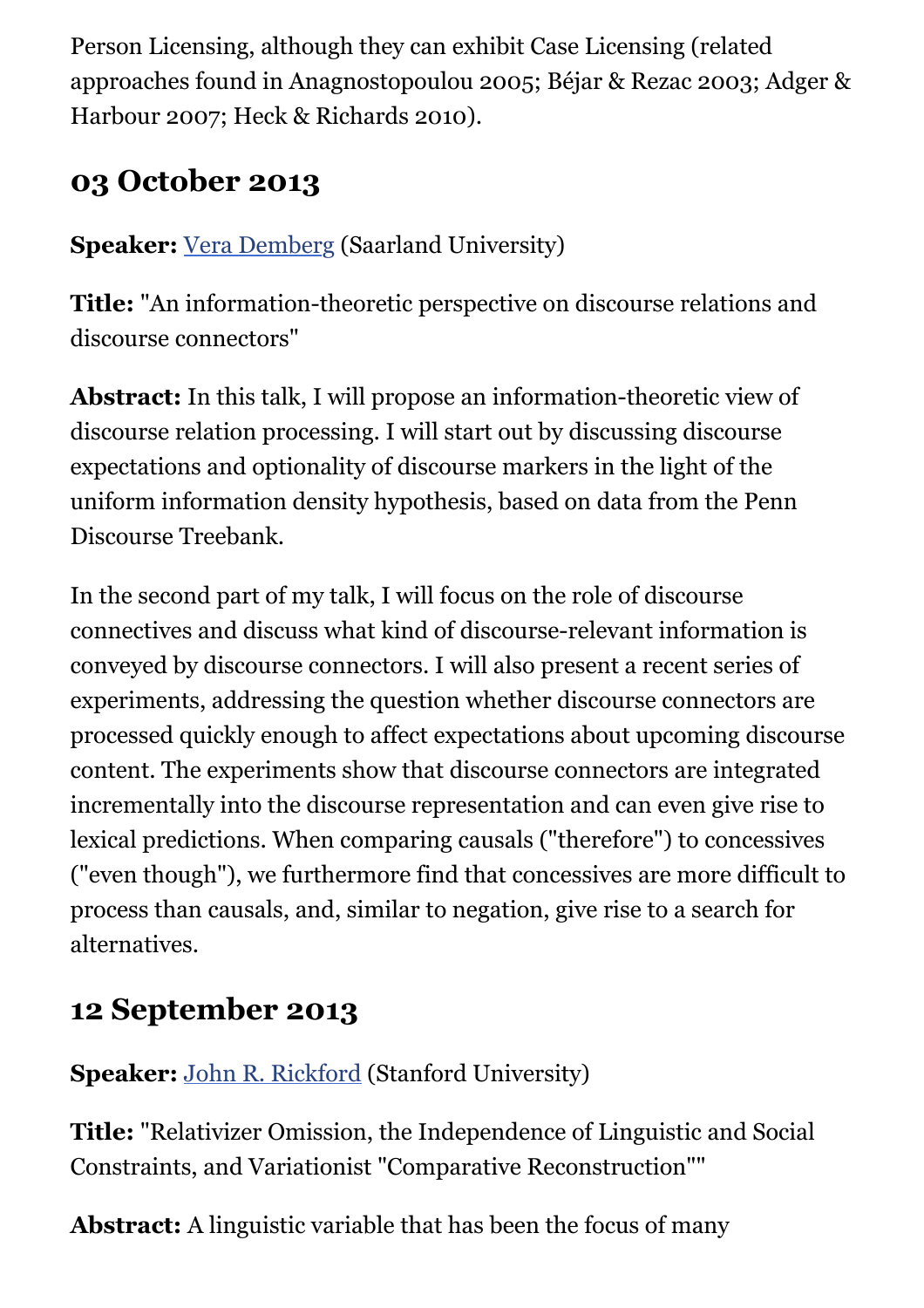Person Licensing, although they can exhibit Case Licensing (related approaches found in Anagnostopoulou 2005; Béjar & Rezac 2003; Adger & Harbour 2007; Heck & Richards 2010).

## 03 October 2013

**Speaker:** Vera Demberg (Saarland University)

**Title:** "An information-theoretic perspective on discourse relations and discourse connectors"

**Abstract:** In this talk, I will propose an information-theoretic view of discourse relation processing. I will start out by discussing discourse expectations and optionality of discourse markers in the light of the uniform information density hypothesis, based on data from the Penn Discourse Treebank.

In the second part of my talk, I will focus on the role of discourse connectives and discuss what kind of discourse-relevant information is conveyed by discourse connectors. I will also present a recent series of experiments, addressing the question whether discourse connectors are processed quickly enough to affect expectations about upcoming discourse content. The experiments show that discourse connectors are integrated incrementally into the discourse representation and can even give rise to lexical predictions. When comparing causals ("therefore") to concessives ("even though"), we furthermore find that concessives are more difficult to process than causals, and, similar to negation, give rise to a search for alternatives.

## 12 September 2013

**Speaker:** John R. Rickford (Stanford University)

**Title:** "Relativizer Omission, the Independence of Linguistic and Social Constraints, and Variationist "Comparative Reconstruction""

**Abstract:** A linguistic variable that has been the focus of many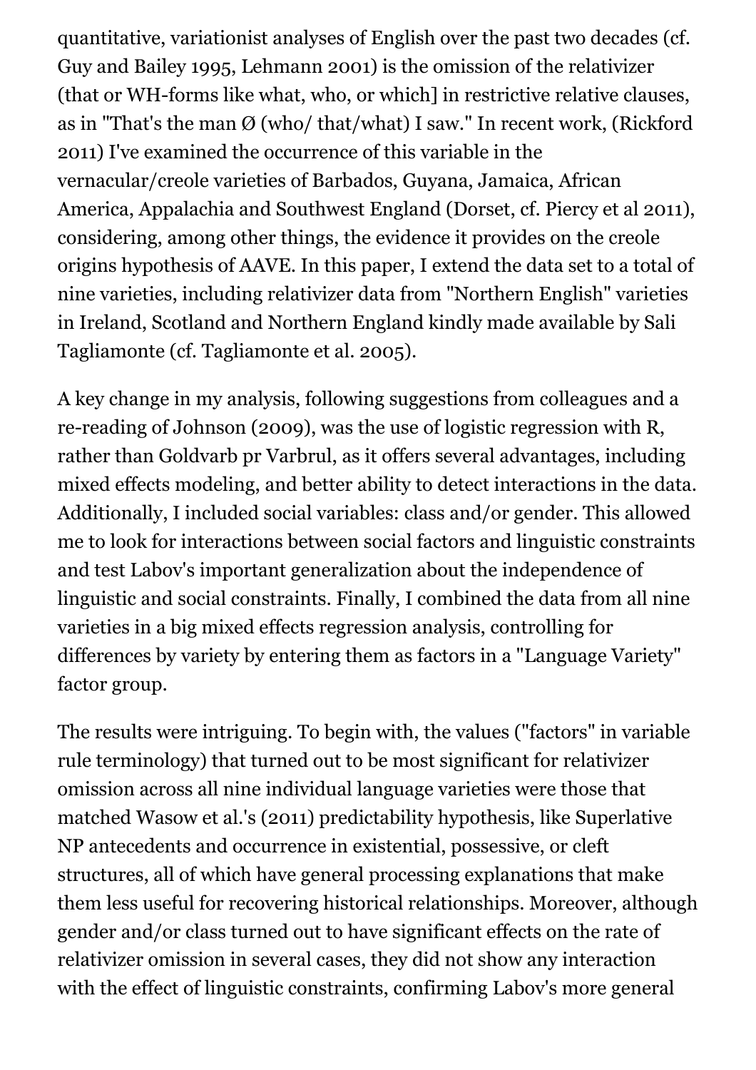quantitative, variationist analyses of English over the past two decades (cf. Guy and Bailey 1995, Lehmann 2001) is the omission of the relativizer (that or WH-forms like what, who, or which] in restrictive relative clauses, as in "That's the man Ø (who/ that/what) I saw." In recent work, (Rickford 2011) I've examined the occurrence of this variable in the vernacular/creole varieties of Barbados, Guyana, Jamaica, African America, Appalachia and Southwest England (Dorset, cf. Piercy et al 2011), considering, among other things, the evidence it provides on the creole origins hypothesis of AAVE. In this paper, I extend the data set to a total of nine varieties, including relativizer data from "Northern English" varieties in Ireland, Scotland and Northern England kindly made available by Sali Tagliamonte (cf. Tagliamonte et al. 2005).

A key change in my analysis, following suggestions from colleagues and a re-reading of Johnson (2009), was the use of logistic regression with R, rather than Goldvarb pr Varbrul, as it offers several advantages, including mixed effects modeling, and better ability to detect interactions in the data. Additionally, I included social variables: class and/or gender. This allowed me to look for interactions between social factors and linguistic constraints and test Labov's important generalization about the independence of linguistic and social constraints. Finally, I combined the data from all nine varieties in a big mixed effects regression analysis, controlling for differences by variety by entering them as factors in a "Language Variety" factor group.

The results were intriguing. To begin with, the values ("factors" in variable rule terminology) that turned out to be most significant for relativizer omission across all nine individual language varieties were those that matched Wasow et al.'s (2011) predictability hypothesis, like Superlative NP antecedents and occurrence in existential, possessive, or cleft structures, all of which have general processing explanations that make them less useful for recovering historical relationships. Moreover, although gender and/or class turned out to have significant effects on the rate of relativizer omission in several cases, they did not show any interaction with the effect of linguistic constraints, confirming Labov's more general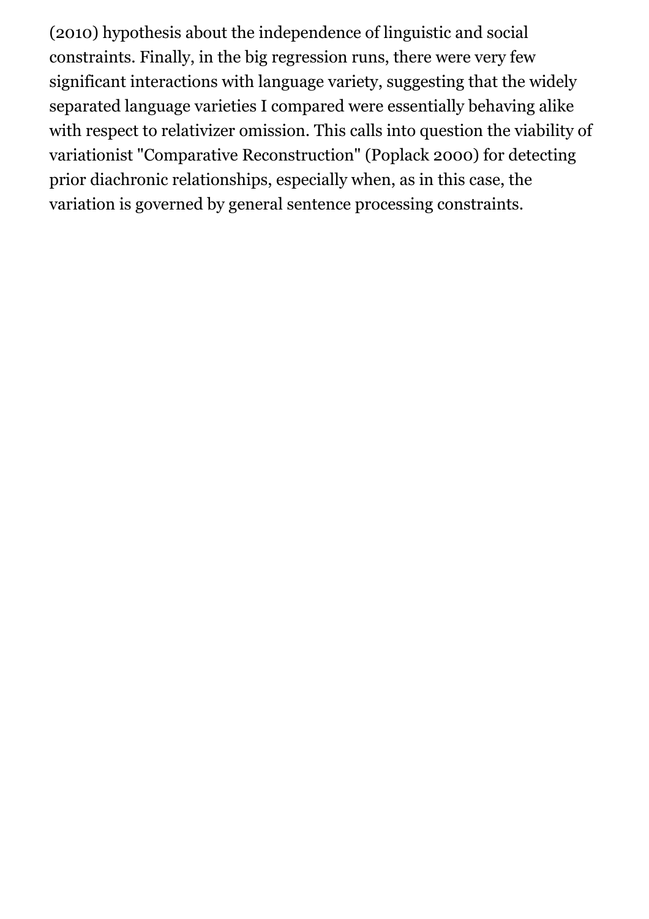(2010) hypothesis about the independence of linguistic and social constraints. Finally, in the big regression runs, there were very few significant interactions with language variety, suggesting that the widely separated language varieties I compared were essentially behaving alike with respect to relativizer omission. This calls into question the viability of variationist "Comparative Reconstruction" (Poplack 2000) for detecting prior diachronic relationships, especially when, as in this case, the variation is governed by general sentence processing constraints.